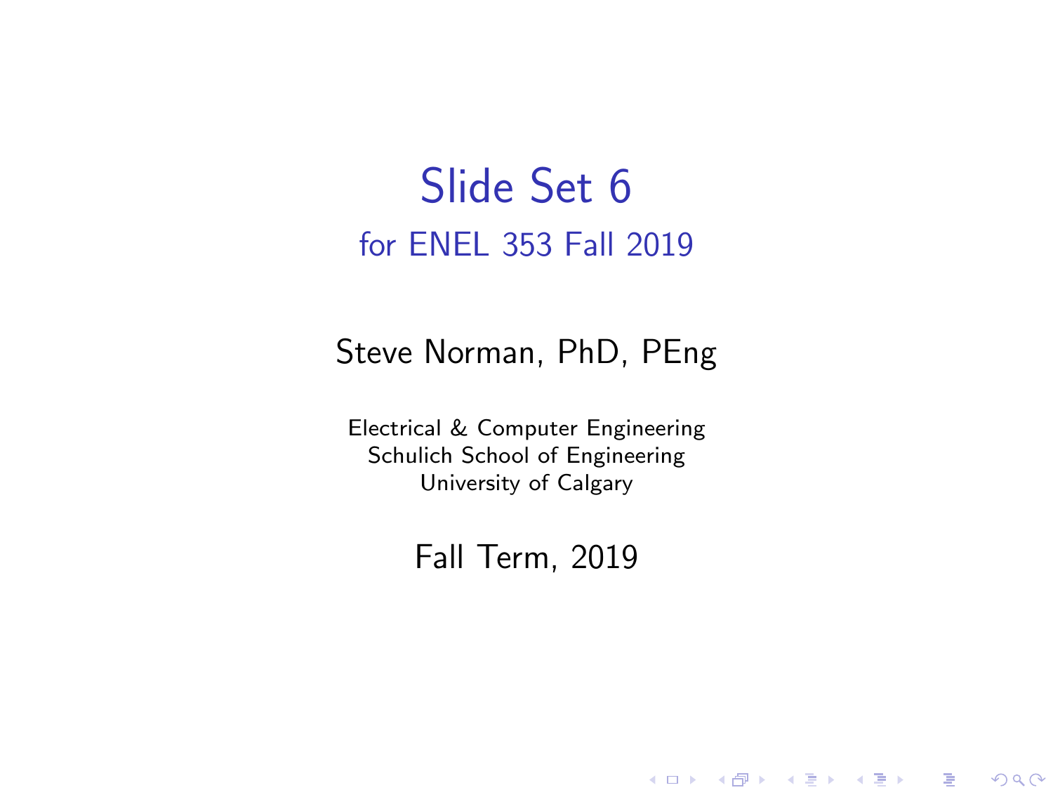# Slide Set 6

## for ENEL 353 Fall 2019

Steve Norman, PhD, PEng

Electrical & Computer Engineering
Schulich School of Engineering
University of Calgary

Fall Term, 2019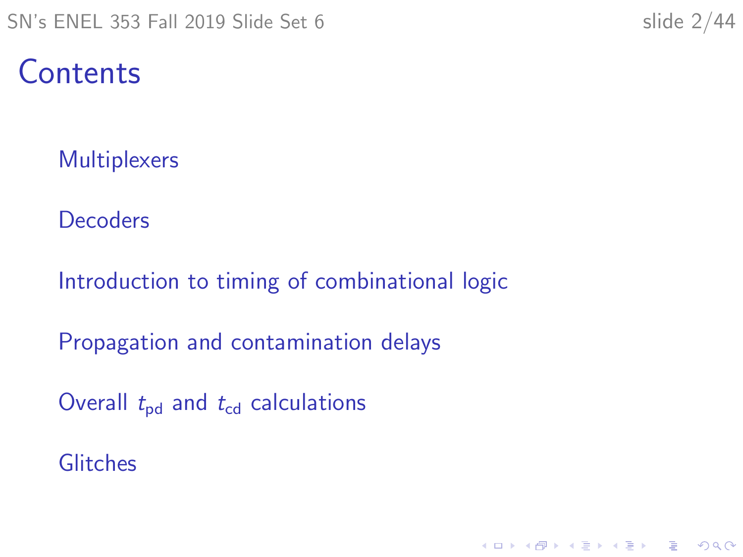# Contents

- Multiplexers
- Decoders
- Introduction to timing of combinational logic
- Propagation and contamination delays
- Overall $t_{\text{pd}}$ and $t_{\text{cd}}$ calculations
- Glitches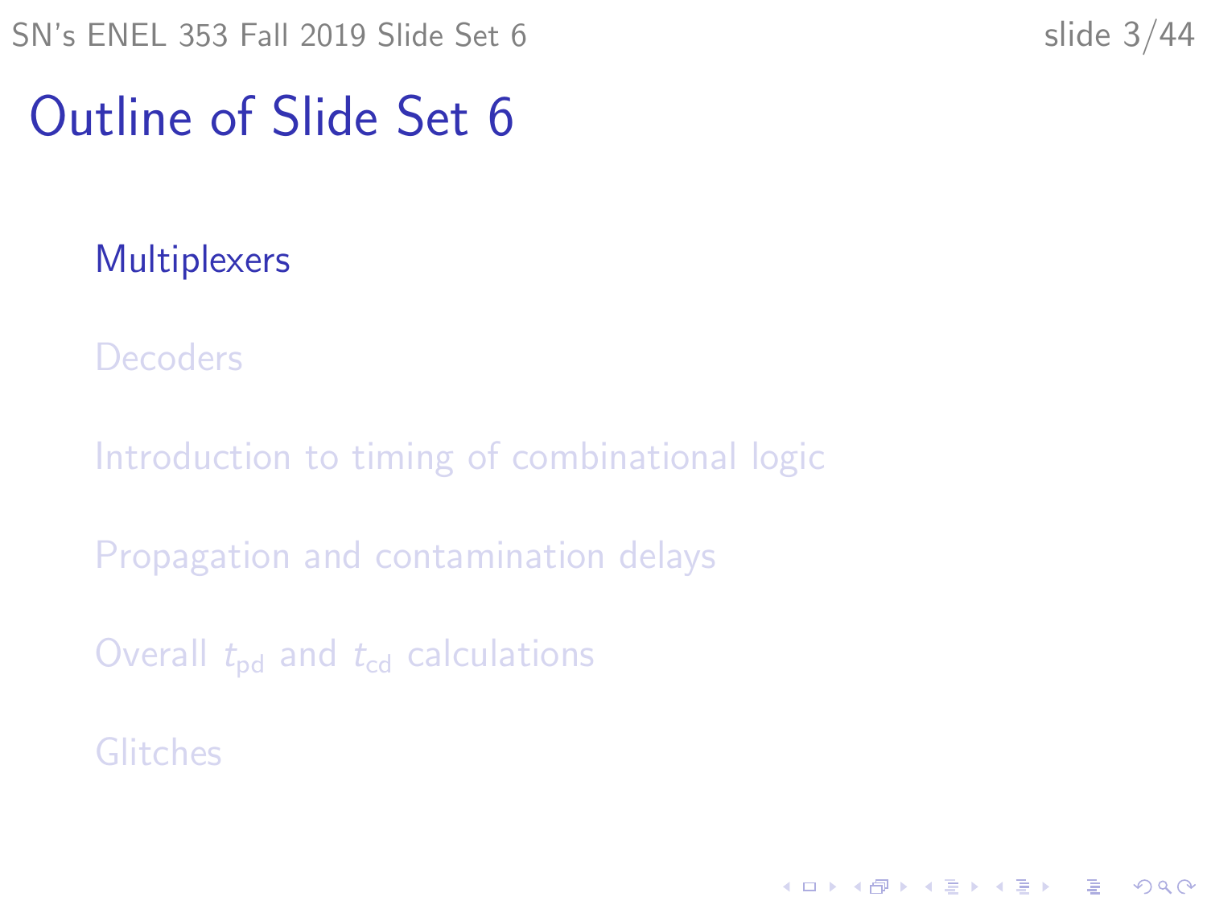# Outline of Slide Set 6

- Multiplexers
- Decoders
- Introduction to timing of combinational logic
- Propagation and contamination delays
- Overall $t_{\mathrm{pd}}$ and $t_{\mathrm{cd}}$ calculations
- Glitches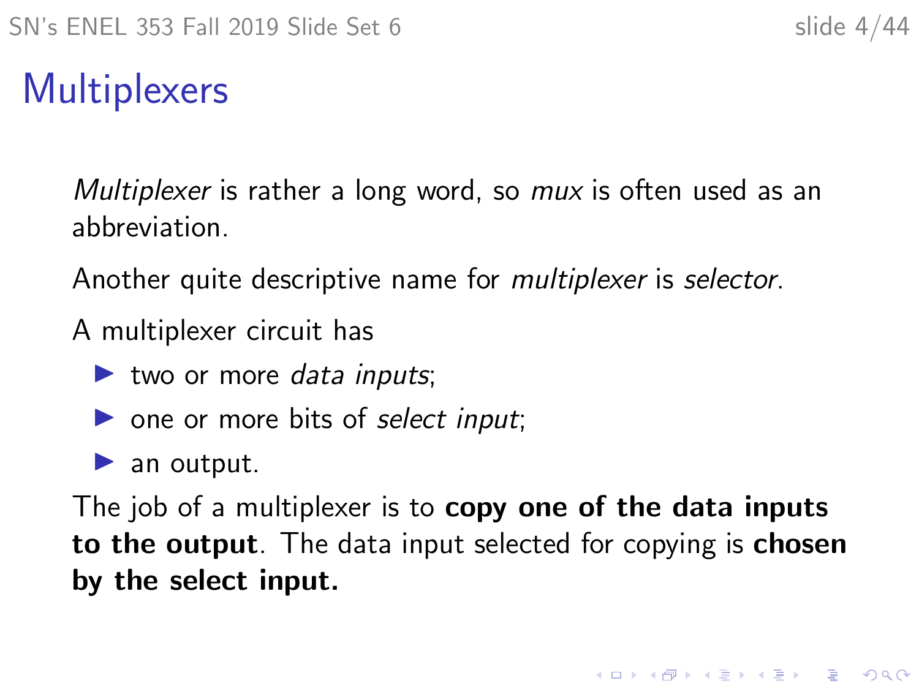# Multiplexers

*Multiplexer* is rather a long word, so *mux* is often used as an abbreviation.

Another quite descriptive name for *multiplexer* is *selector*.

A multiplexer circuit has

- two or more *data inputs*;
- one or more bits of *select input*;
- an output.

The job of a multiplexer is to **copy one of the data inputs to the output**. The data input selected for copying is **chosen by the select input.**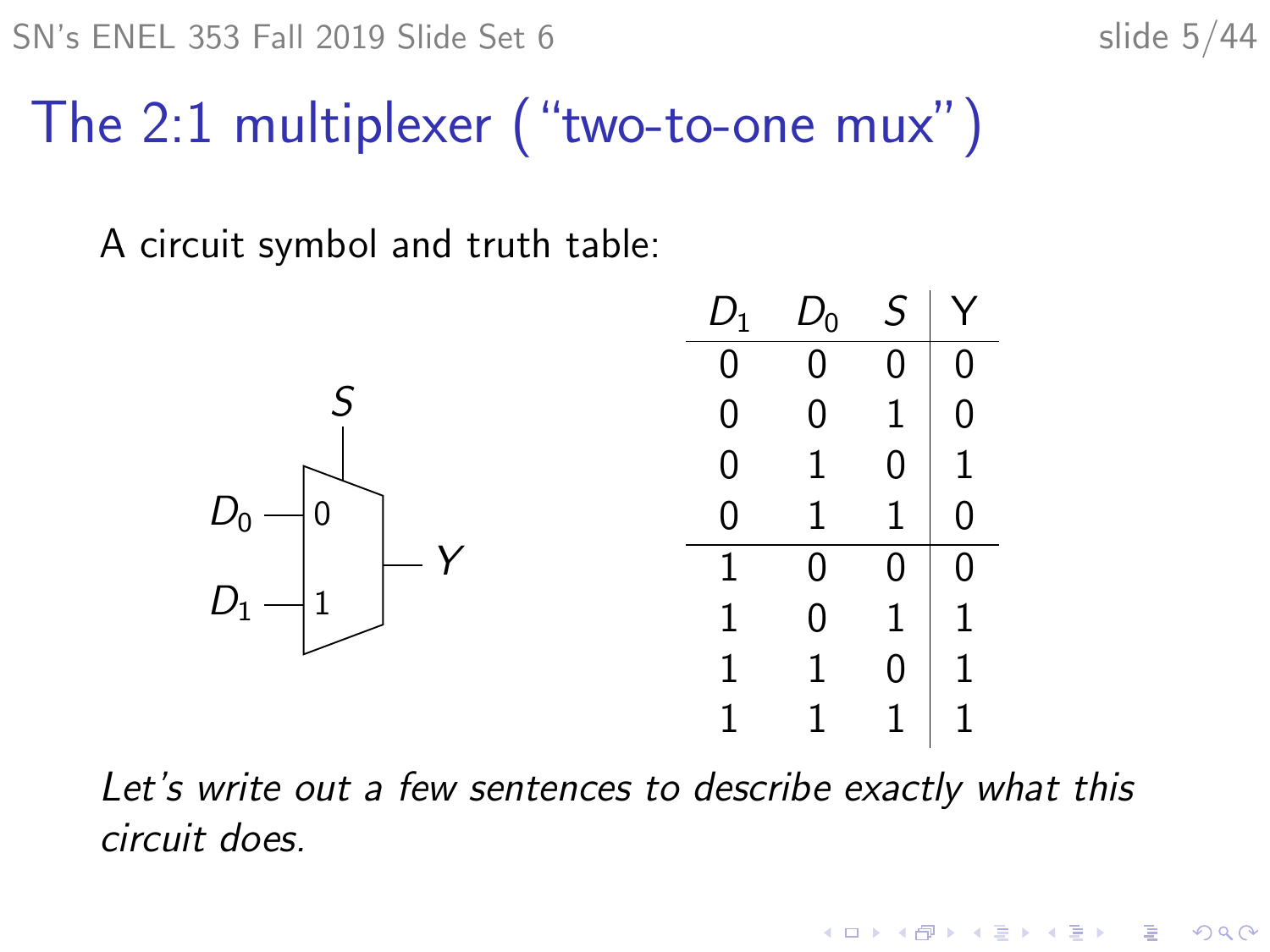# The 2:1 multiplexer ("two-to-one mux")

A circuit symbol and truth table:

| $D_1$ | $D_0$ | $S$ | Y |
|---|---|---|---|
| 0 | 0 | 0 | 0 |
| 0 | 0 | 1 | 0 |
| 0 | 1 | 0 | 1 |
| 0 | 1 | 1 | 0 |
| 1 | 0 | 0 | 0 |
| 1 | 0 | 1 | 1 |
| 1 | 1 | 0 | 1 |
| 1 | 1 | 1 | 1 |

*Let's write out a few sentences to describe exactly what this circuit does.*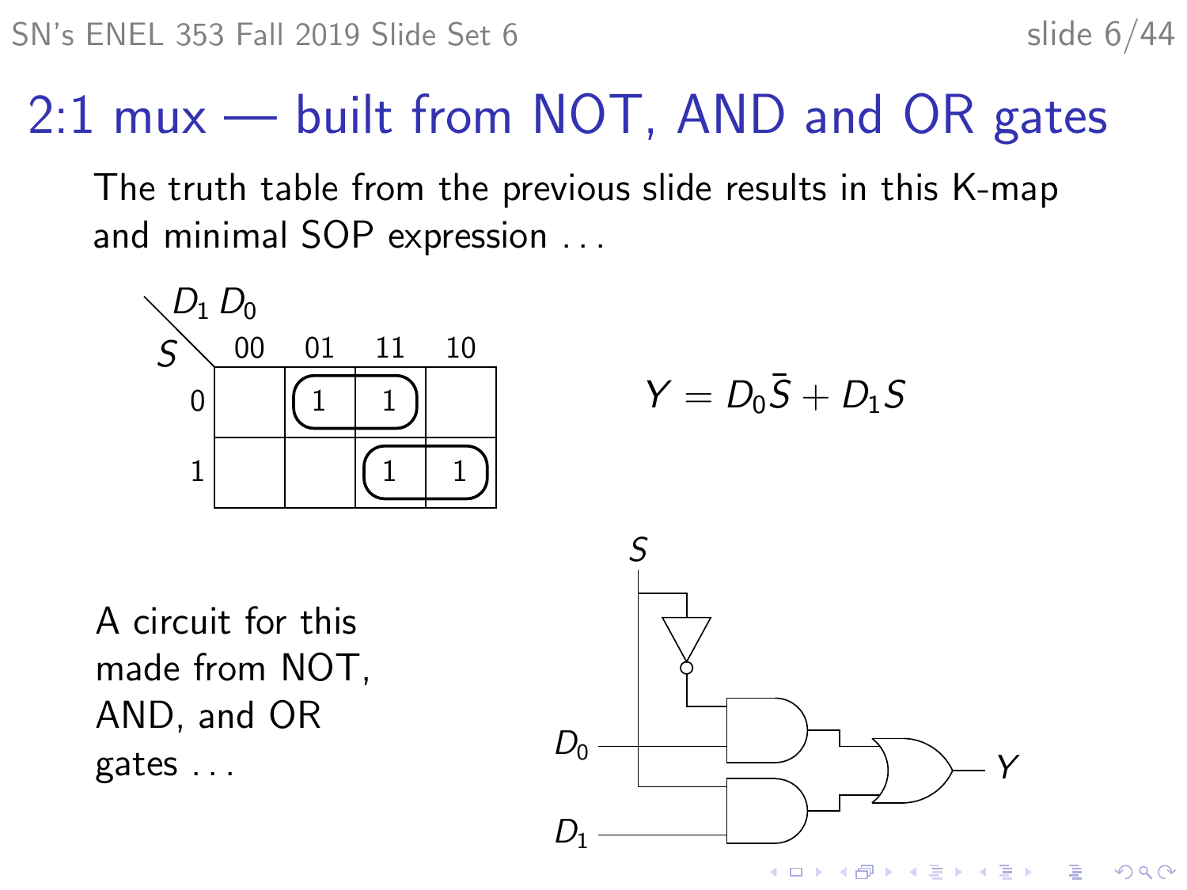# 2:1 mux — built from NOT, AND and OR gates

The truth table from the previous slide results in this K-map and minimal SOP expression . . .

| $S$ \ $D_1 D_0$ | 00 | 01 | 11 | 10 |
|---|---|---|---|---|
| 0 | | 1 | 1 | |
| 1 | | | 1 | 1 |

$$Y = D_0\bar{S} + D_1 S$$

A circuit for this made from NOT, AND, and OR gates . . .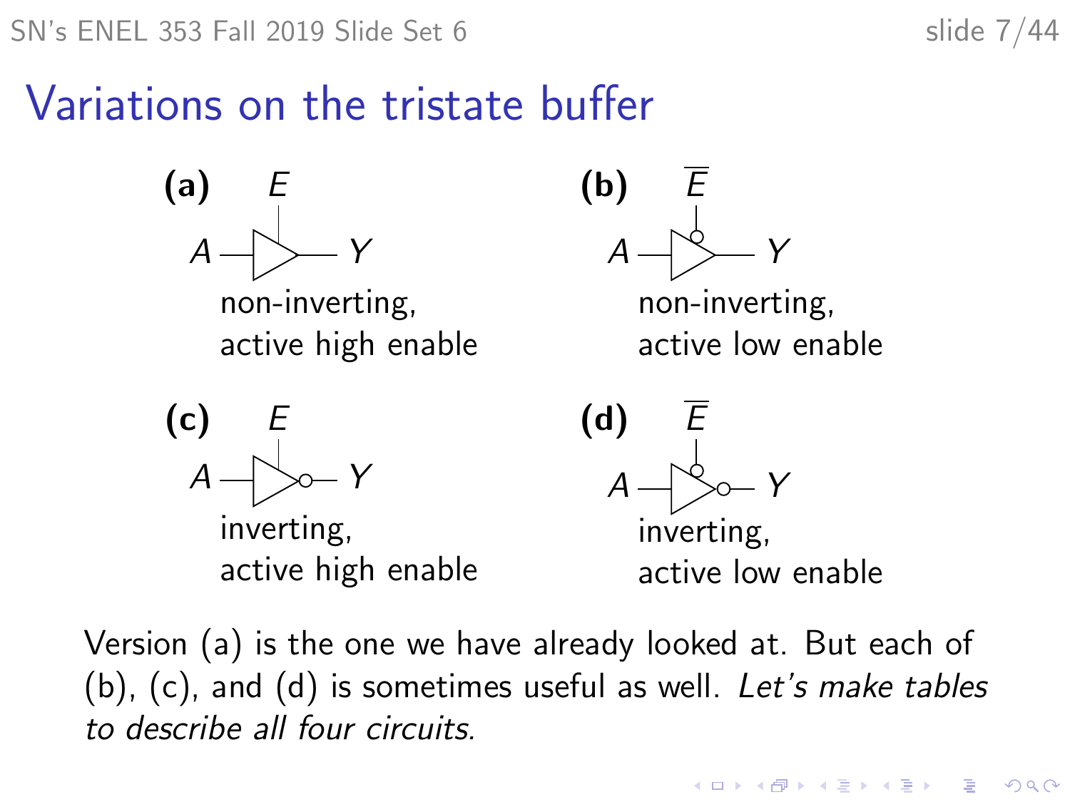# Variations on the tristate buffer

**(a)** $E$, $A$, $Y$ — non-inverting, active high enable

**(b)** $\overline{E}$, $A$, $Y$ — non-inverting, active low enable

**(c)** $E$, $A$, $Y$ — inverting, active high enable

**(d)** $\overline{E}$, $A$, $Y$ — inverting, active low enable

Version (a) is the one we have already looked at. But each of (b), (c), and (d) is sometimes useful as well. *Let's make tables to describe all four circuits.*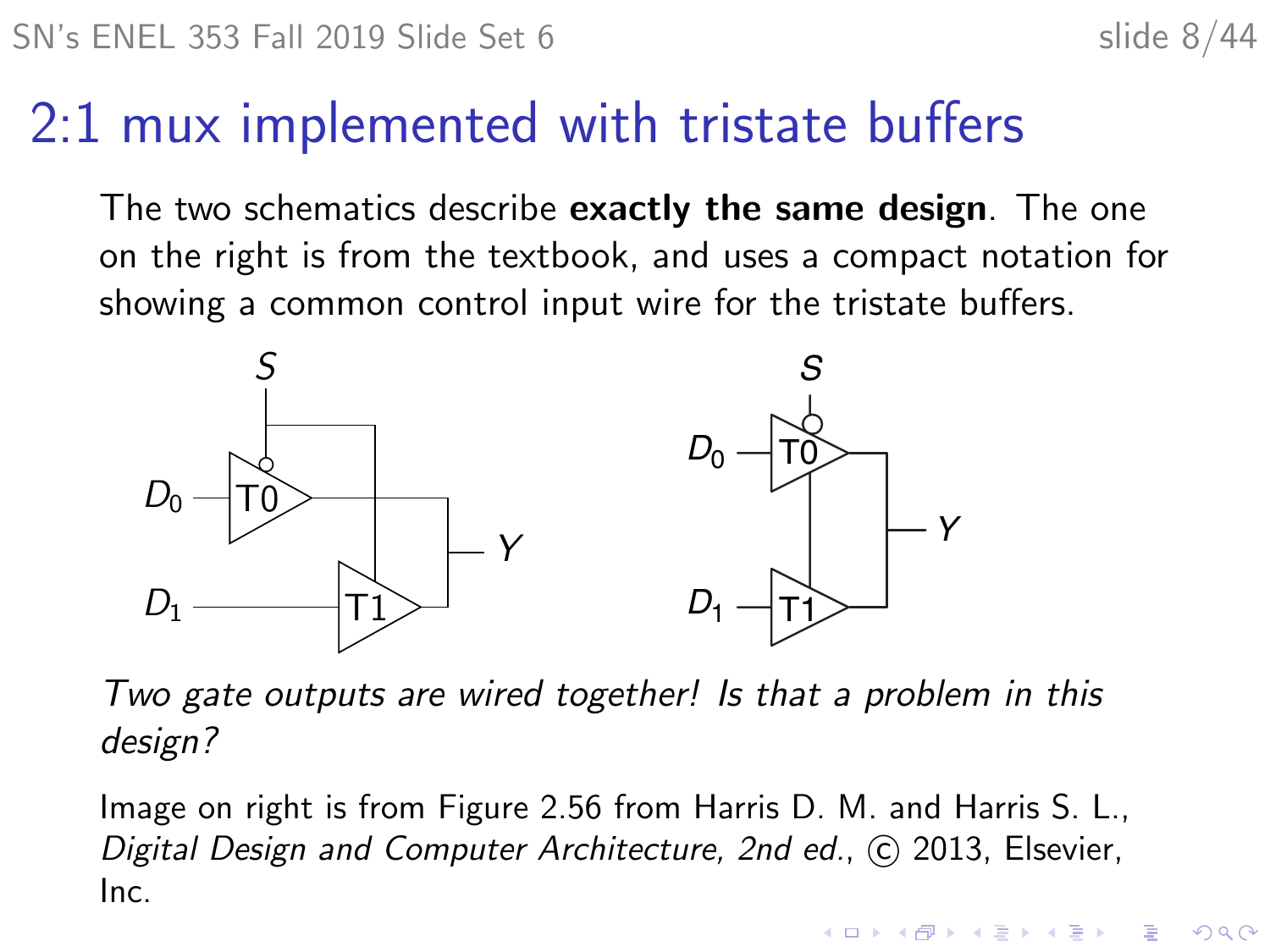# 2:1 mux implemented with tristate buffers

The two schematics describe **exactly the same design**. The one on the right is from the textbook, and uses a compact notation for showing a common control input wire for the tristate buffers.

*Two gate outputs are wired together! Is that a problem in this design?*

Image on right is from Figure 2.56 from Harris D. M. and Harris S. L., *Digital Design and Computer Architecture, 2nd ed.*, © 2013, Elsevier, Inc.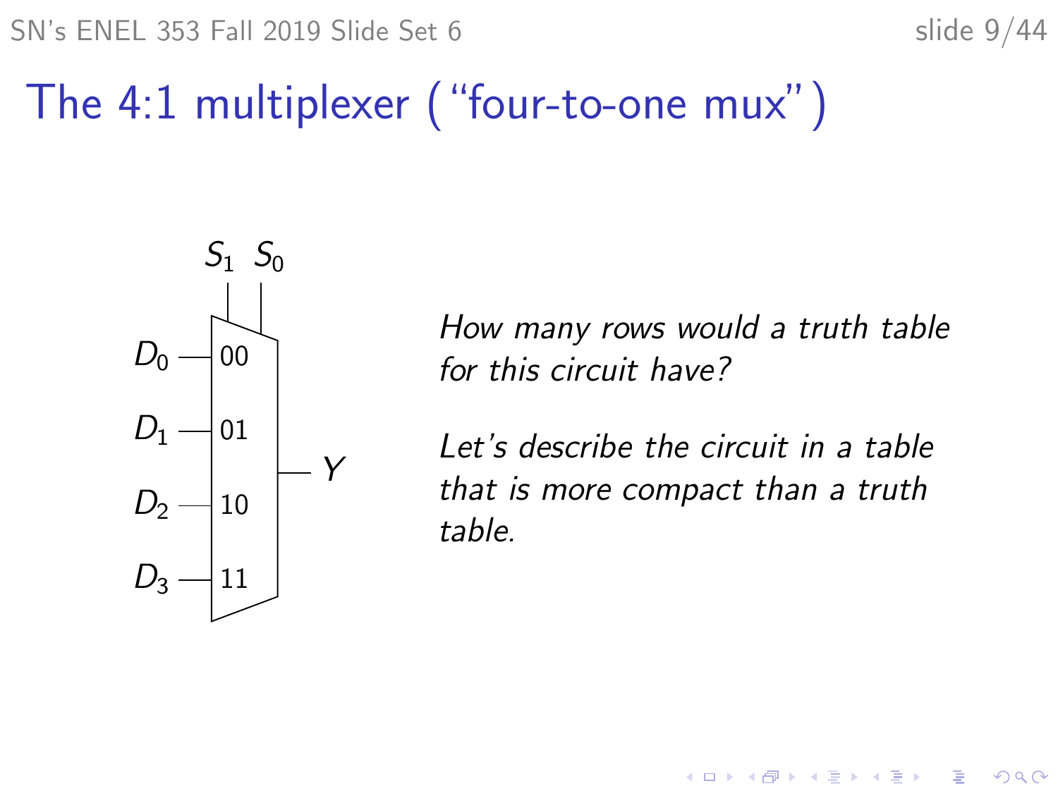# The 4:1 multiplexer (“four-to-one mux”)

$S_1$ $S_0$

$D_0$ — 00

$D_1$ — 01

$D_2$ — 10

$D_3$ — 11

— $Y$

*How many rows would a truth table for this circuit have?*

*Let’s describe the circuit in a table that is more compact than a truth table.*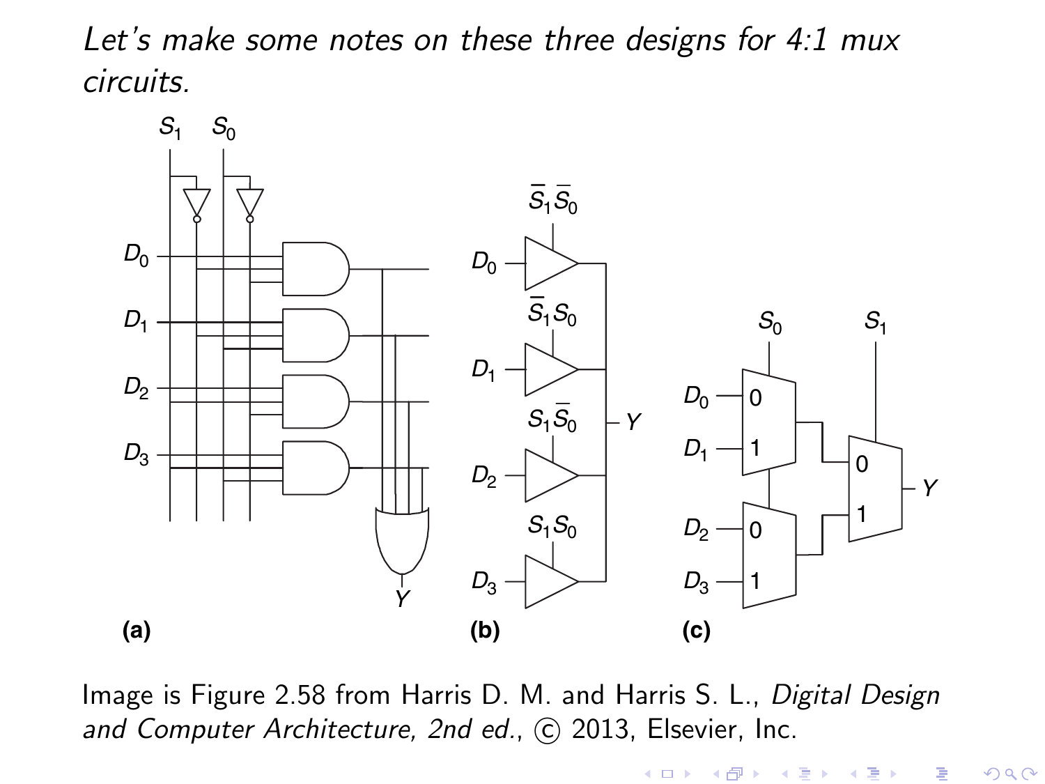*Let's make some notes on these three designs for 4:1 mux circuits.*

Image is Figure 2.58 from Harris D. M. and Harris S. L., *Digital Design and Computer Architecture, 2nd ed.*, © 2013, Elsevier, Inc.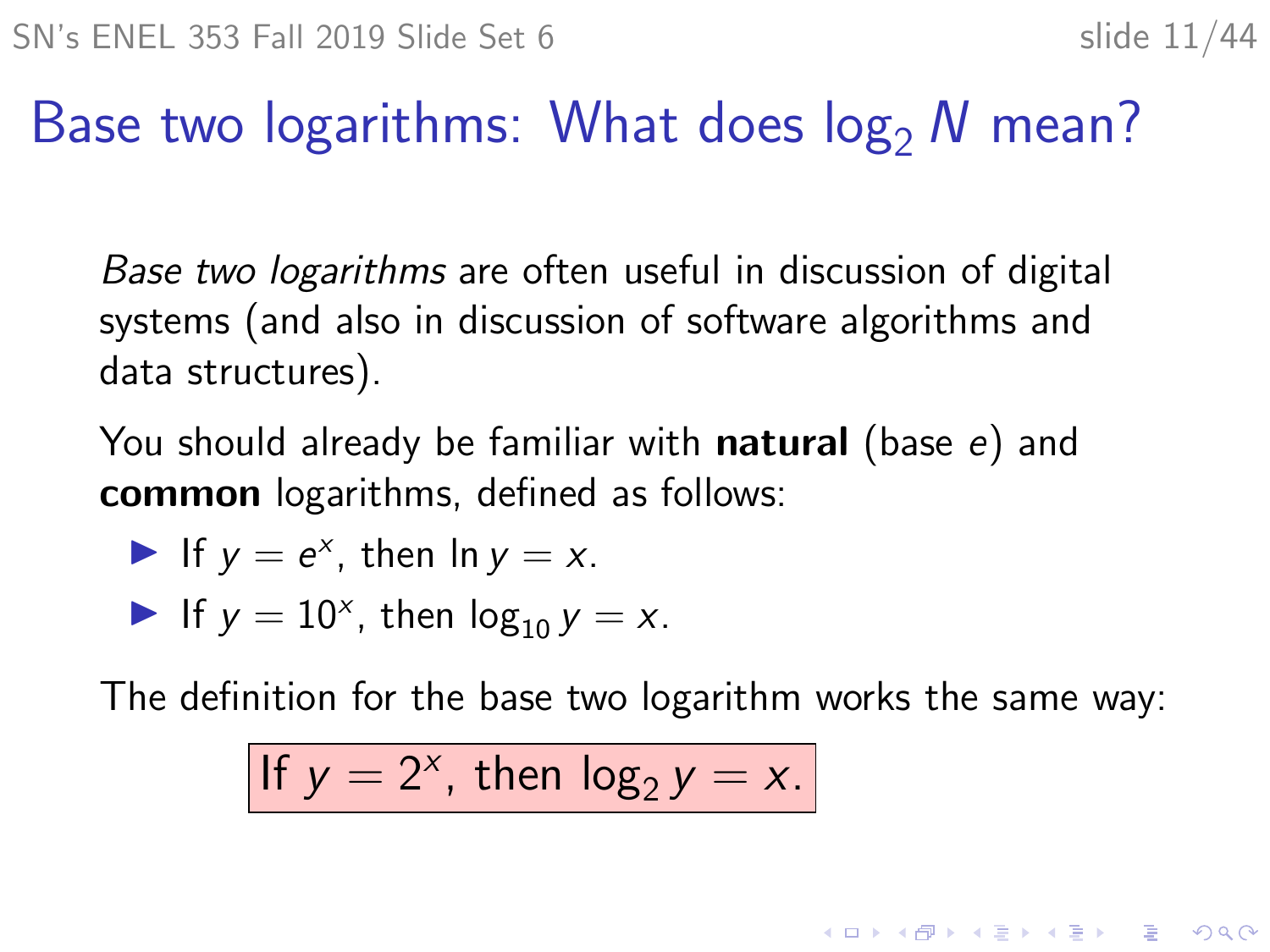# Base two logarithms: What does $\log_2 N$ mean?

*Base two logarithms* are often useful in discussion of digital systems (and also in discussion of software algorithms and data structures).

You should already be familiar with **natural** (base $e$) and **common** logarithms, defined as follows:

- If $y = e^x$, then $\ln y = x$.
- If $y = 10^x$, then $\log_{10} y = x$.

The definition for the base two logarithm works the same way:

$$\text{If } y = 2^x \text{, then } \log_2 y = x.$$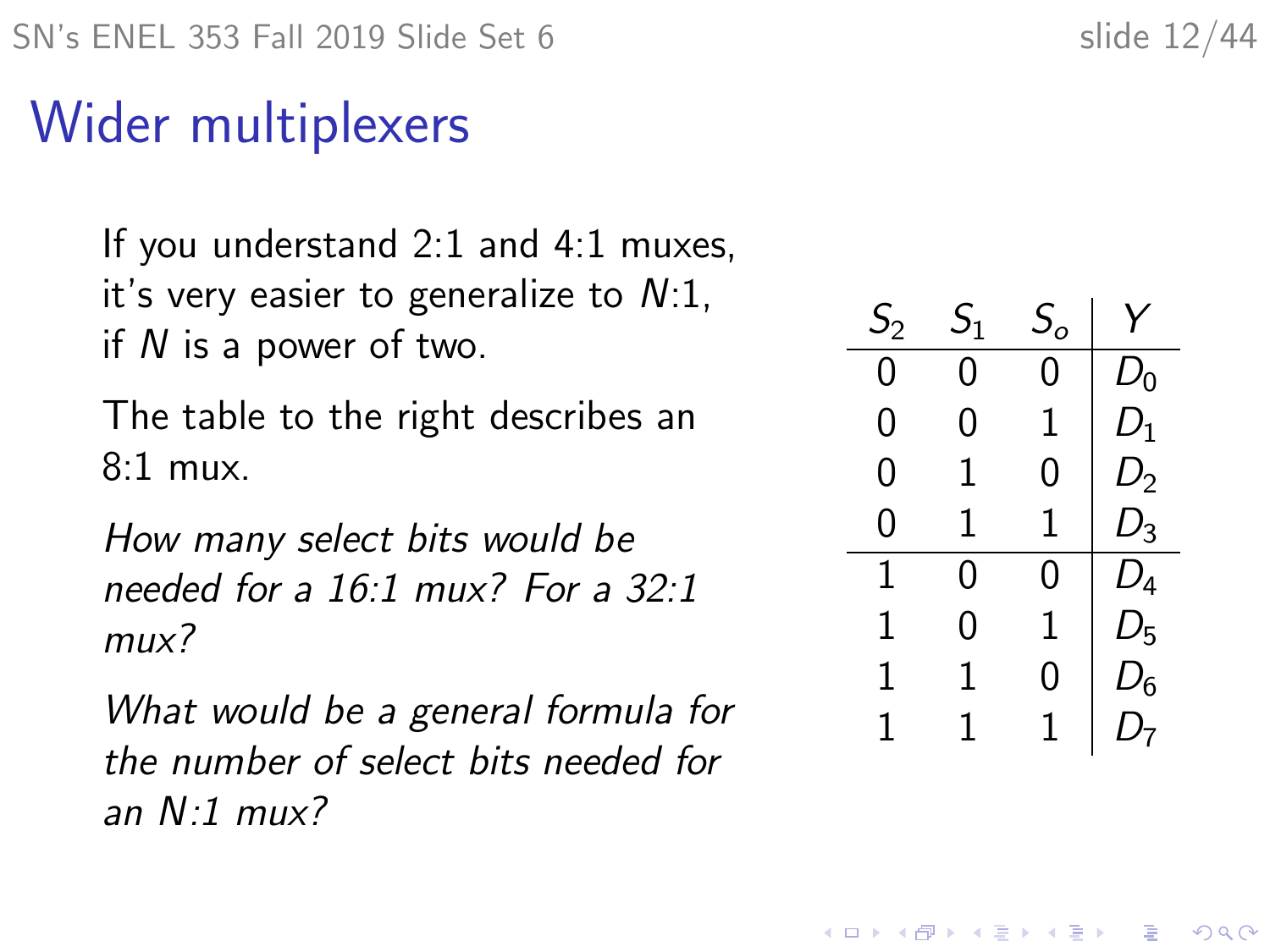# Wider multiplexers

If you understand 2:1 and 4:1 muxes, it's very easier to generalize to $N$:1, if $N$ is a power of two.

The table to the right describes an 8:1 mux.

*How many select bits would be needed for a 16:1 mux? For a 32:1 mux?*

*What would be a general formula for the number of select bits needed for an N:1 mux?*

| $S_2$ | $S_1$ | $S_o$ | $Y$ |
|---|---|---|---|
| 0 | 0 | 0 | $D_0$ |
| 0 | 0 | 1 | $D_1$ |
| 0 | 1 | 0 | $D_2$ |
| 0 | 1 | 1 | $D_3$ |
| 1 | 0 | 0 | $D_4$ |
| 1 | 0 | 1 | $D_5$ |
| 1 | 1 | 0 | $D_6$ |
| 1 | 1 | 1 | $D_7$ |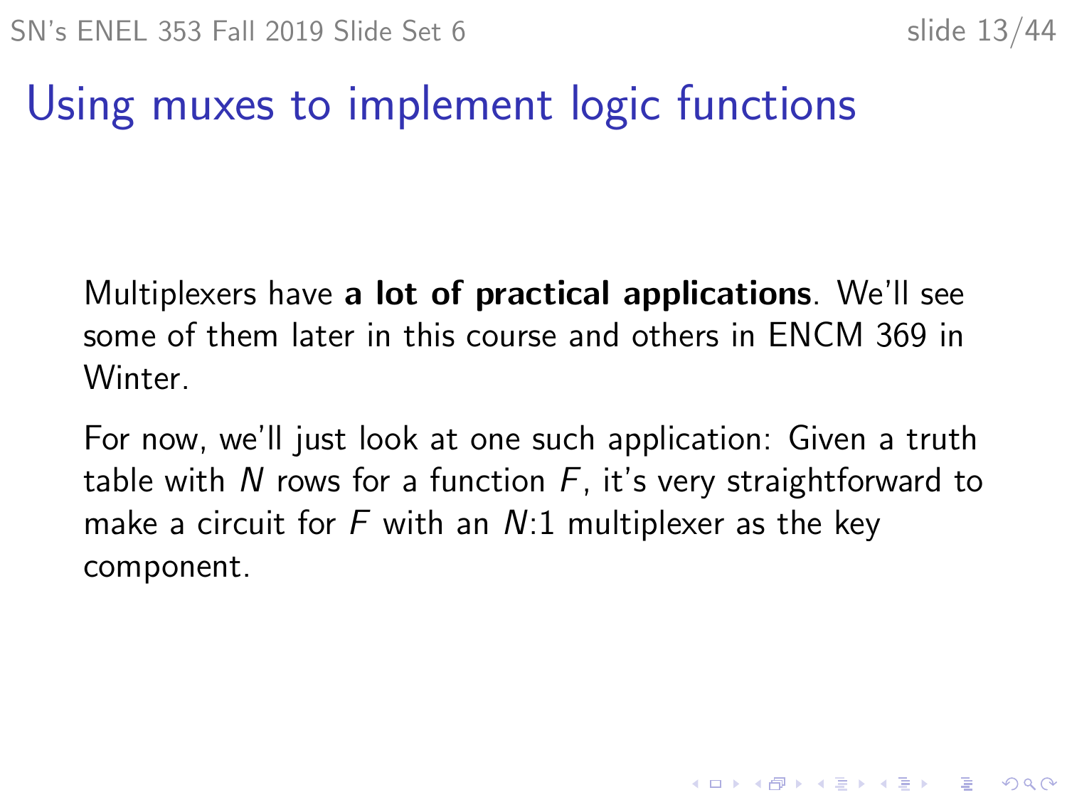# Using muxes to implement logic functions

Multiplexers have **a lot of practical applications**. We'll see some of them later in this course and others in ENCM 369 in Winter.

For now, we'll just look at one such application: Given a truth table with $N$ rows for a function $F$, it's very straightforward to make a circuit for $F$ with an $N$:1 multiplexer as the key component.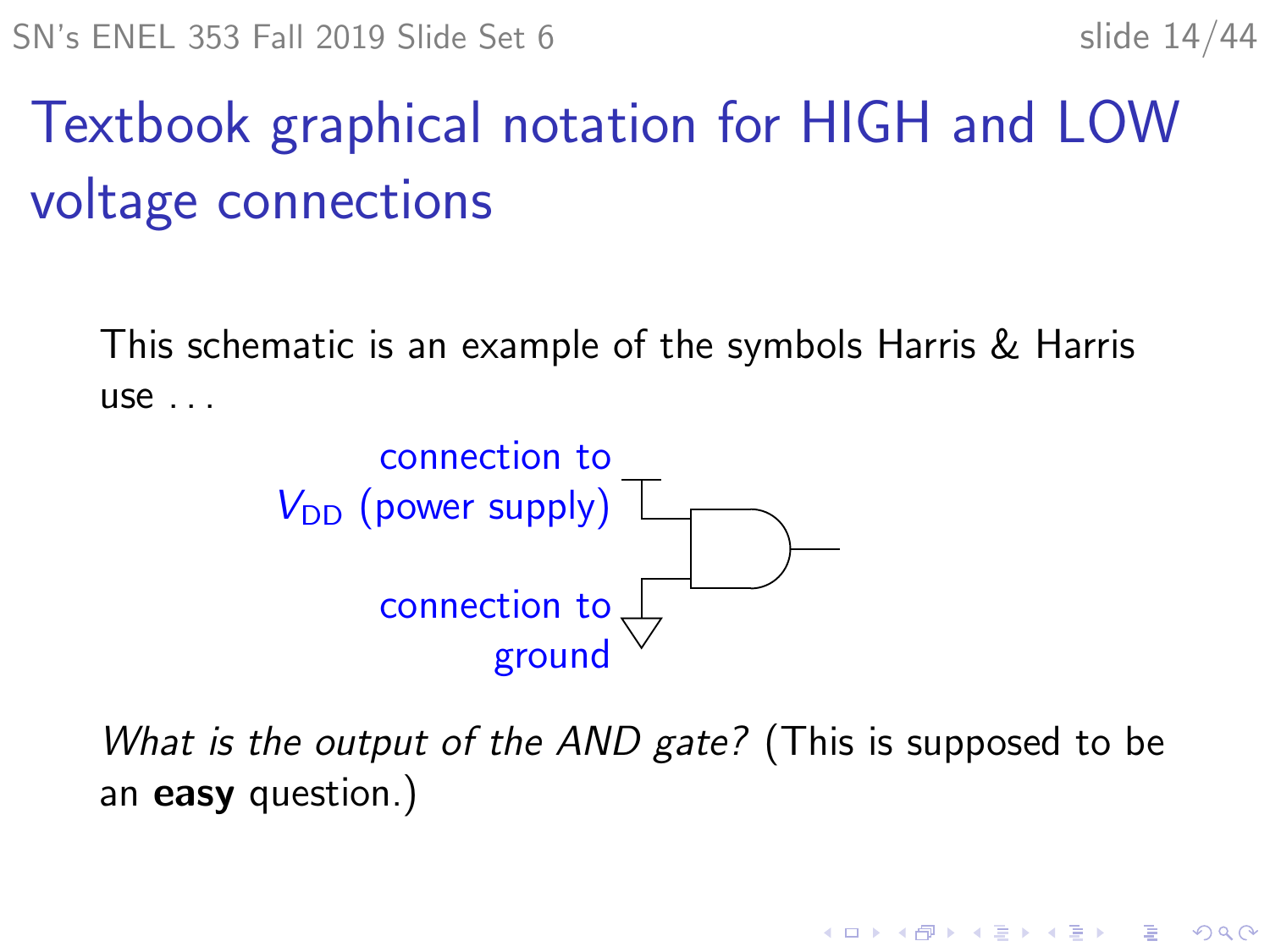# Textbook graphical notation for HIGH and LOW voltage connections

This schematic is an example of the symbols Harris & Harris use . . .

connection to $V_{DD}$ (power supply)

connection to ground

*What is the output of the AND gate?* (This is supposed to be an **easy** question.)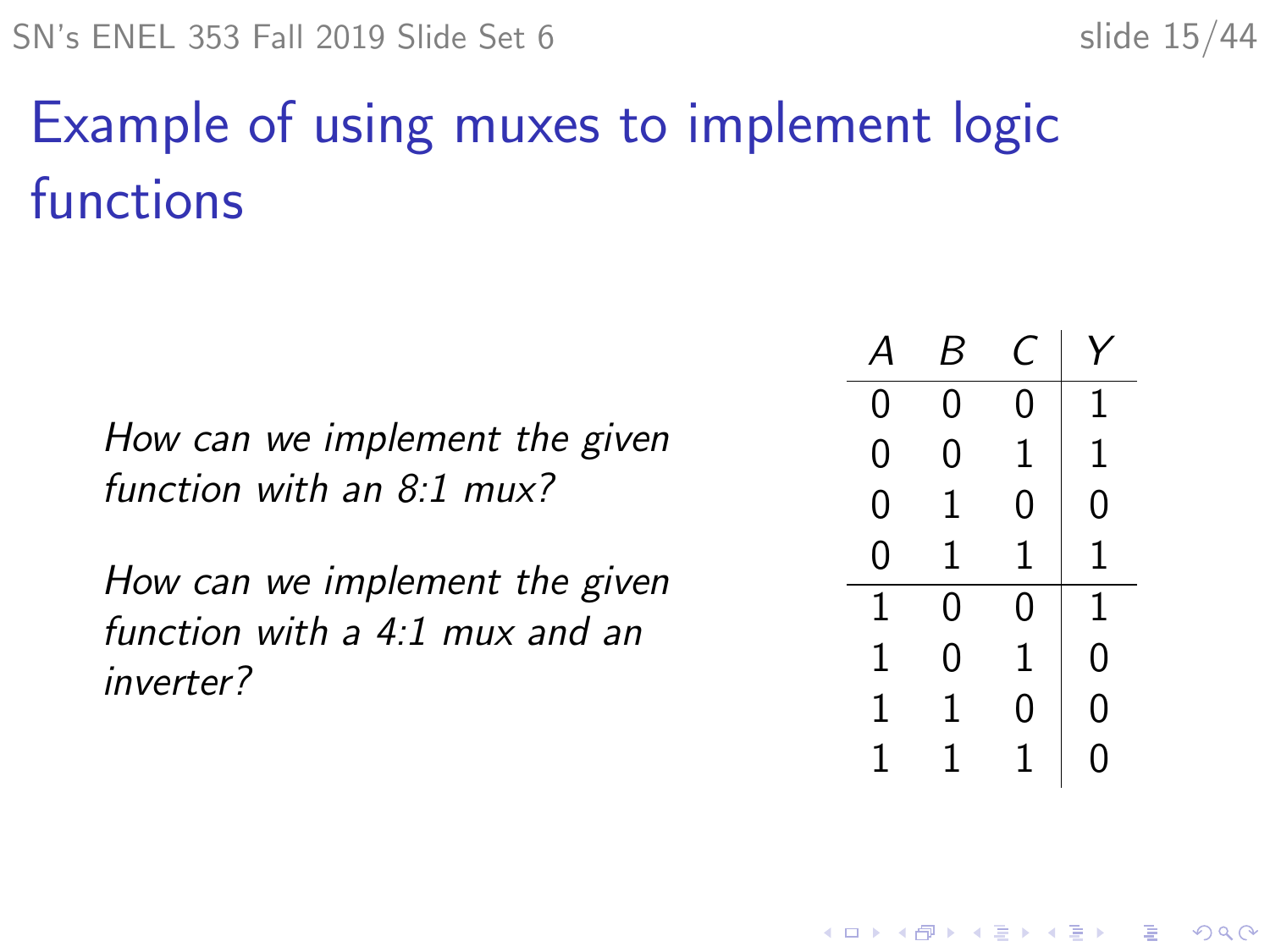# Example of using muxes to implement logic functions

*How can we implement the given function with an 8:1 mux?*

*How can we implement the given function with a 4:1 mux and an inverter?*

| $A$ | $B$ | $C$ | $Y$ |
|---|---|---|---|
| 0 | 0 | 0 | 1 |
| 0 | 0 | 1 | 1 |
| 0 | 1 | 0 | 0 |
| 0 | 1 | 1 | 1 |
| 1 | 0 | 0 | 1 |
| 1 | 0 | 1 | 0 |
| 1 | 1 | 0 | 0 |
| 1 | 1 | 1 | 0 |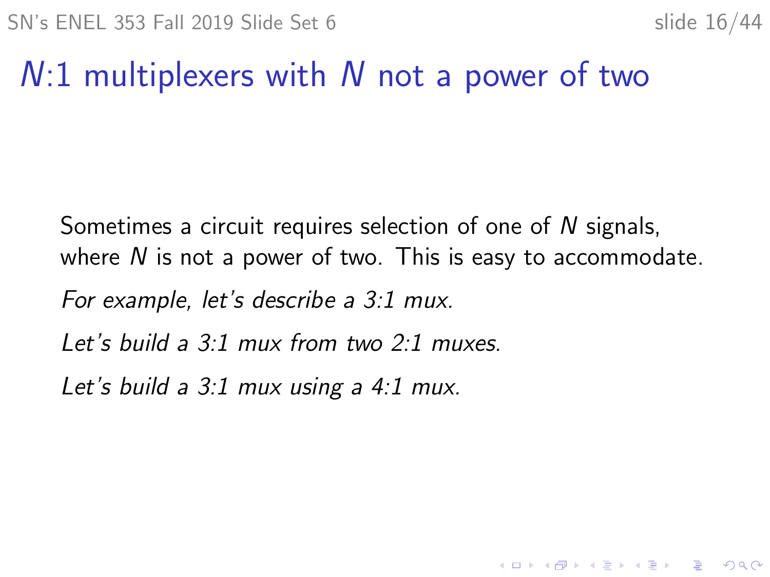# $N$:1 multiplexers with $N$ not a power of two

Sometimes a circuit requires selection of one of $N$ signals, where $N$ is not a power of two. This is easy to accommodate.

*For example, let's describe a 3:1 mux.*

*Let's build a 3:1 mux from two 2:1 muxes.*

*Let's build a 3:1 mux using a 4:1 mux.*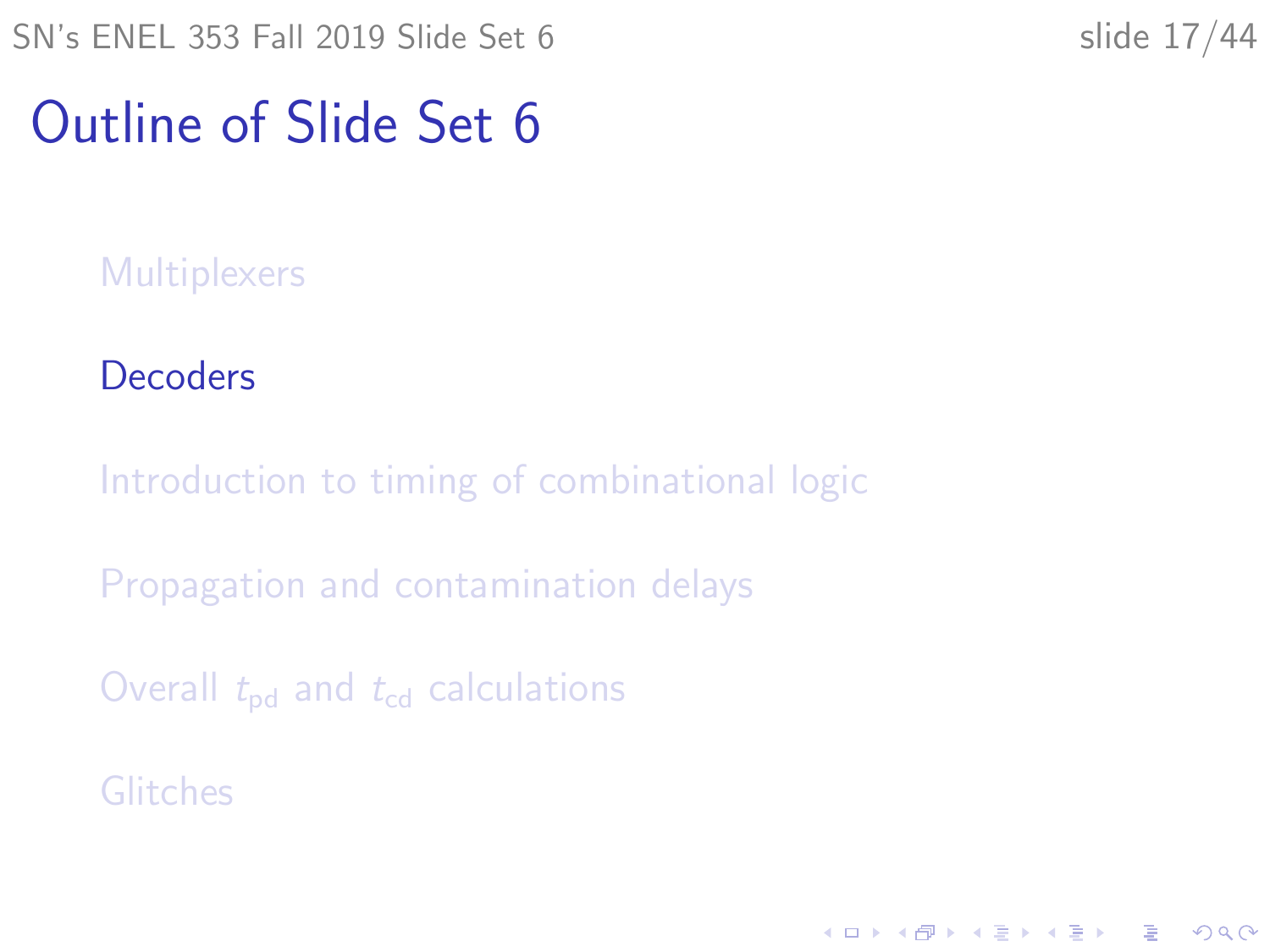# Outline of Slide Set 6

Multiplexers

Decoders

Introduction to timing of combinational logic

Propagation and contamination delays

Overall $t_{pd}$ and $t_{cd}$ calculations

Glitches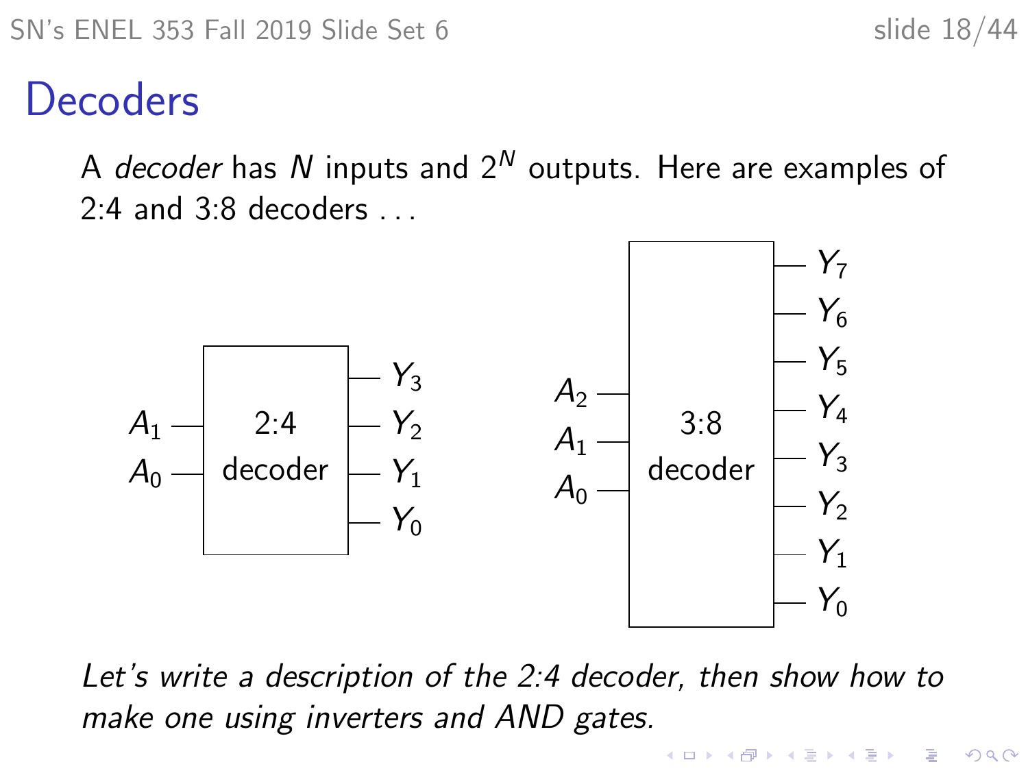# Decoders

A *decoder* has $N$ inputs and $2^N$ outputs. Here are examples of 2:4 and 3:8 decoders . . .

*Let's write a description of the 2:4 decoder, then show how to make one using inverters and AND gates.*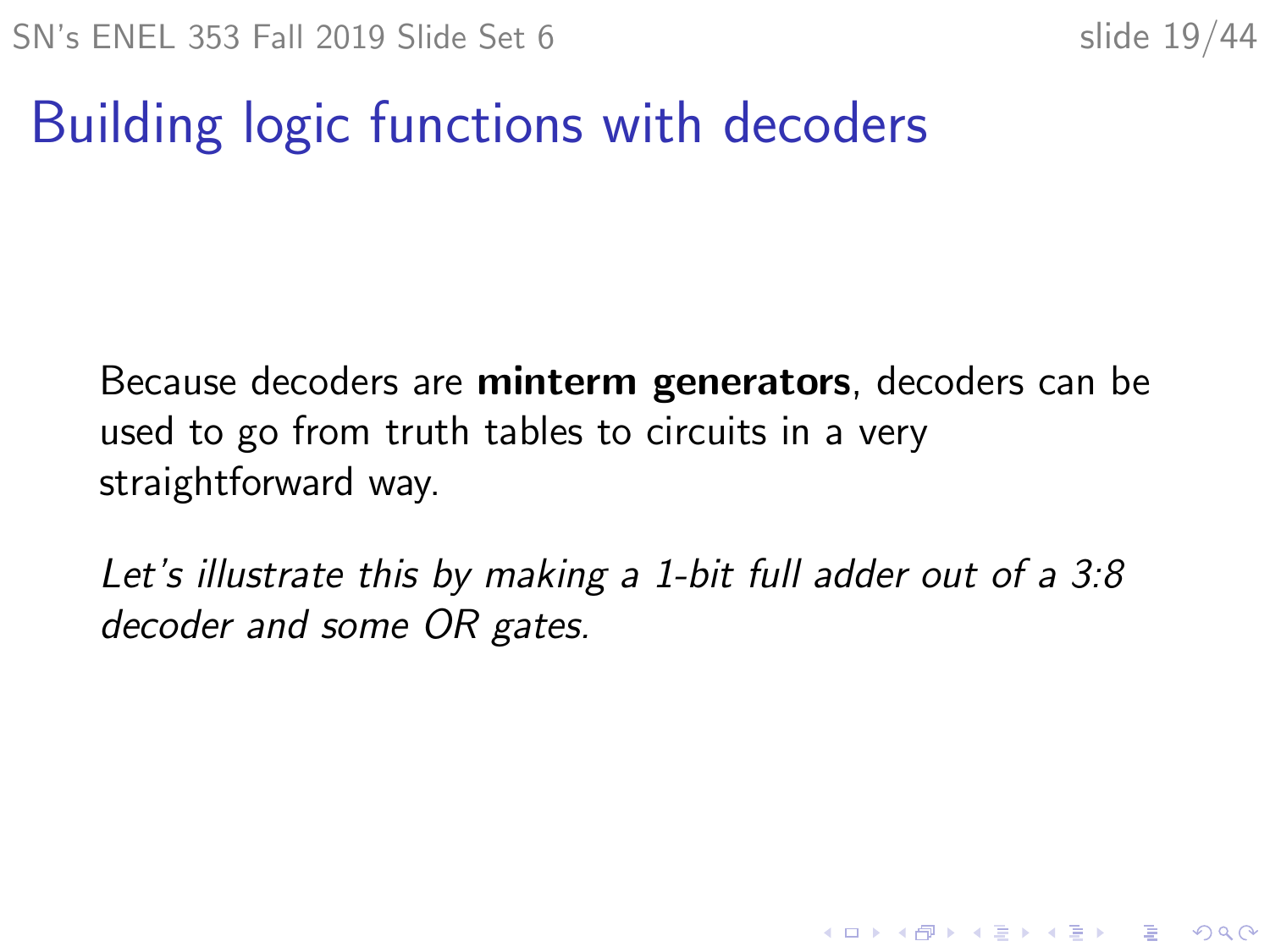# Building logic functions with decoders

Because decoders are **minterm generators**, decoders can be used to go from truth tables to circuits in a very straightforward way.

*Let's illustrate this by making a 1-bit full adder out of a 3:8 decoder and some OR gates.*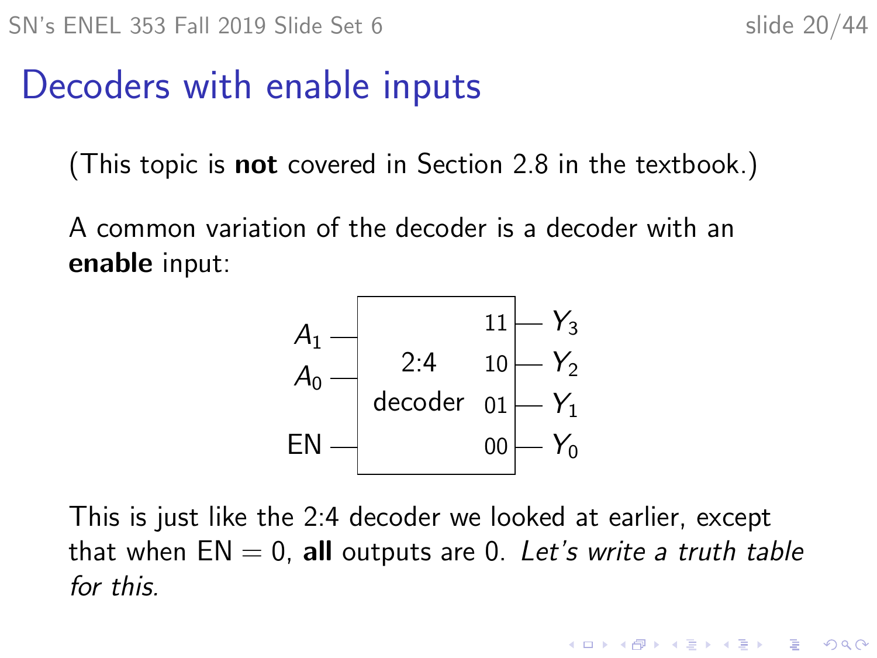# Decoders with enable inputs

(This topic is **not** covered in Section 2.8 in the textbook.)

A common variation of the decoder is a decoder with an **enable** input:

This is just like the 2:4 decoder we looked at earlier, except that when EN = 0, **all** outputs are 0. *Let's write a truth table for this.*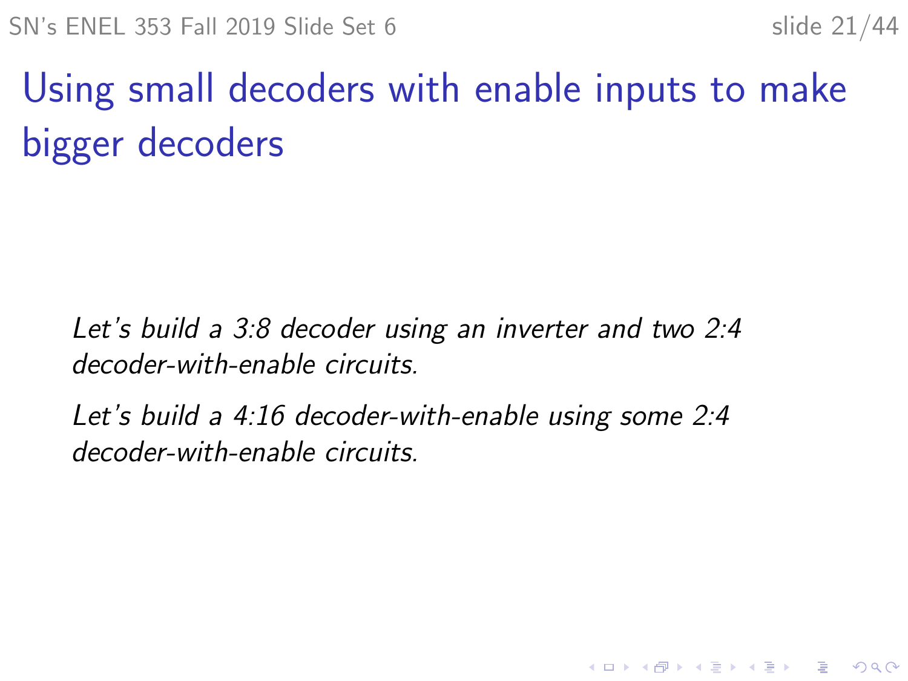# Using small decoders with enable inputs to make bigger decoders

*Let's build a 3:8 decoder using an inverter and two 2:4 decoder-with-enable circuits.*

*Let's build a 4:16 decoder-with-enable using some 2:4 decoder-with-enable circuits.*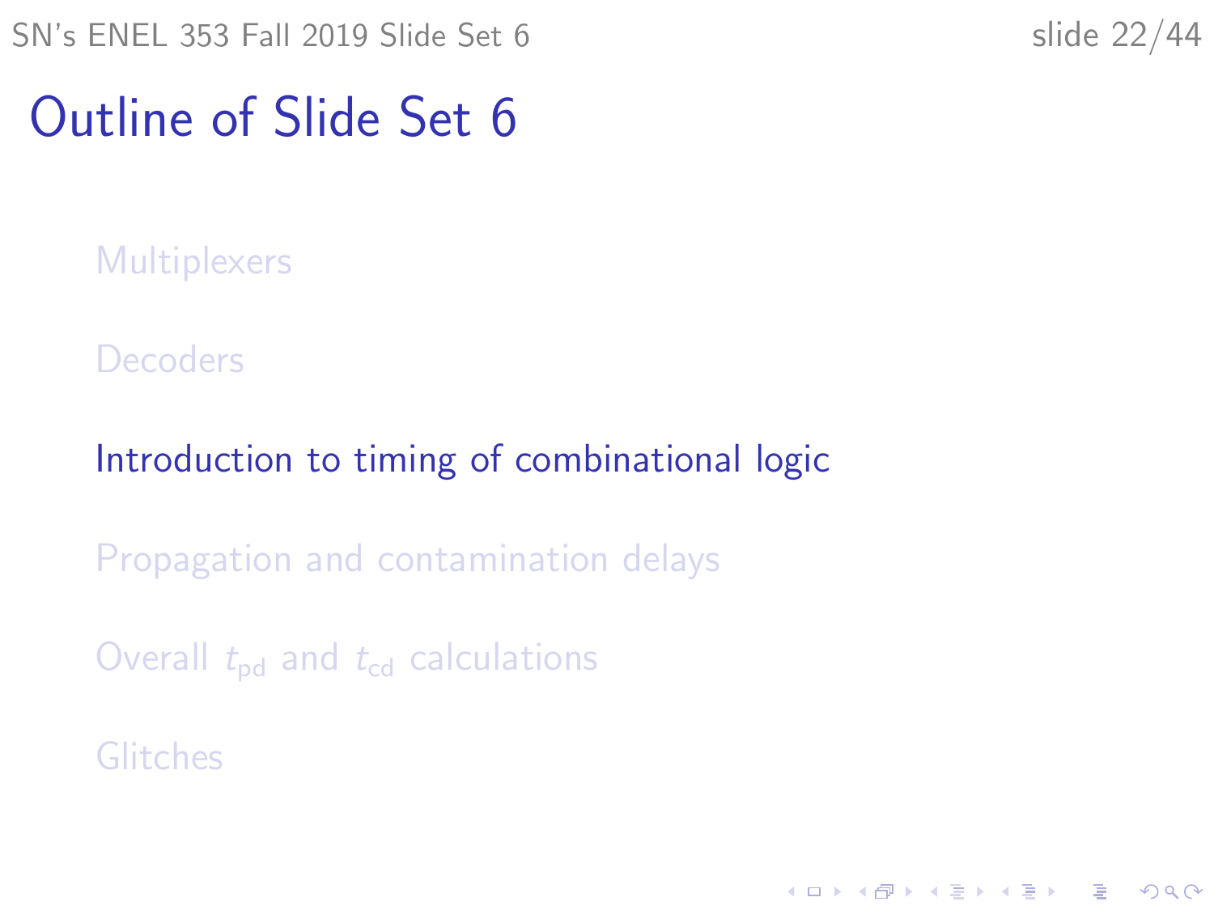# Outline of Slide Set 6

- Multiplexers
- Decoders
- **Introduction to timing of combinational logic**
- Propagation and contamination delays
- Overall $t_{pd}$ and $t_{cd}$ calculations
- Glitches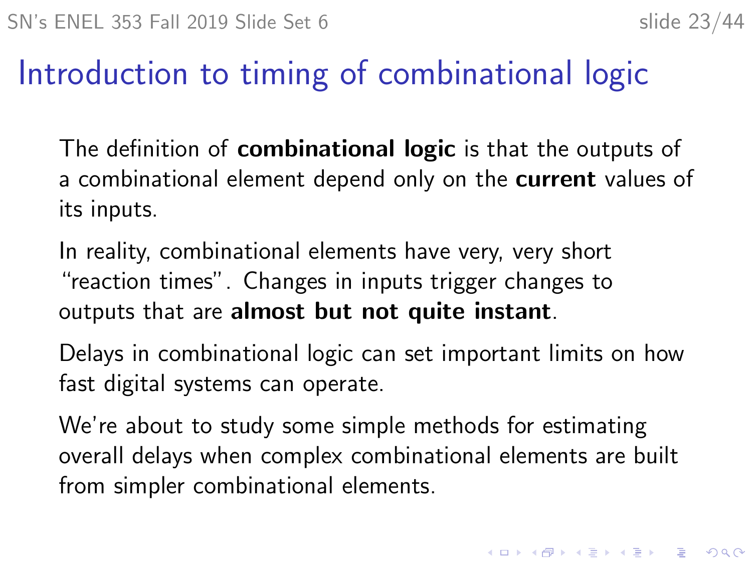# Introduction to timing of combinational logic

The definition of **combinational logic** is that the outputs of a combinational element depend only on the **current** values of its inputs.

In reality, combinational elements have very, very short "reaction times". Changes in inputs trigger changes to outputs that are **almost but not quite instant**.

Delays in combinational logic can set important limits on how fast digital systems can operate.

We're about to study some simple methods for estimating overall delays when complex combinational elements are built from simpler combinational elements.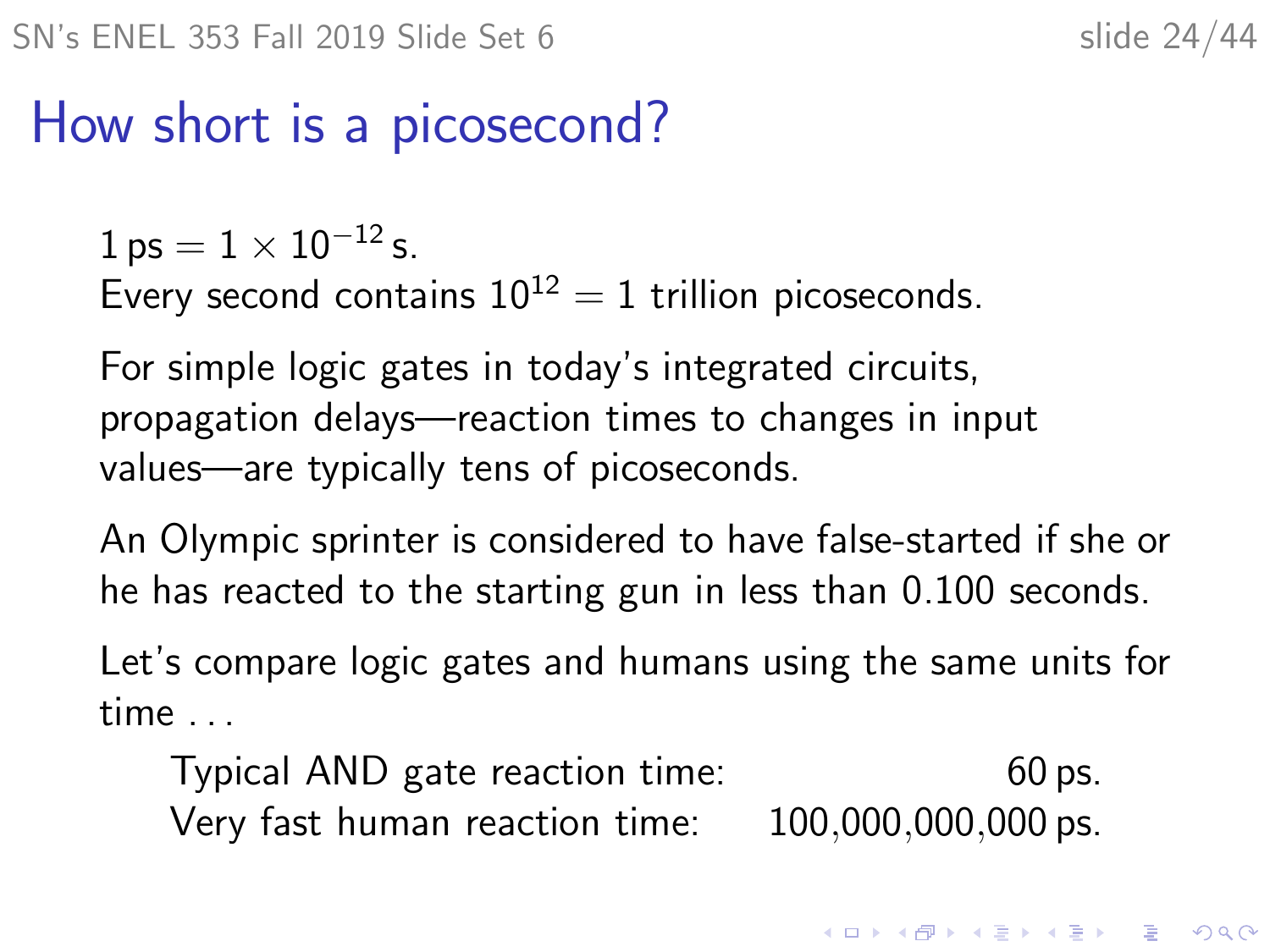# How short is a picosecond?

$1\,\text{ps} = 1 \times 10^{-12}\,\text{s}$.
Every second contains $10^{12} = 1$ trillion picoseconds.

For simple logic gates in today's integrated circuits, propagation delays—reaction times to changes in input values—are typically tens of picoseconds.

An Olympic sprinter is considered to have false-started if she or he has reacted to the starting gun in less than 0.100 seconds.

Let's compare logic gates and humans using the same units for time . . .

| | |
|---|---|
| Typical AND gate reaction time: | 60 ps. |
| Very fast human reaction time: | 100,000,000,000 ps. |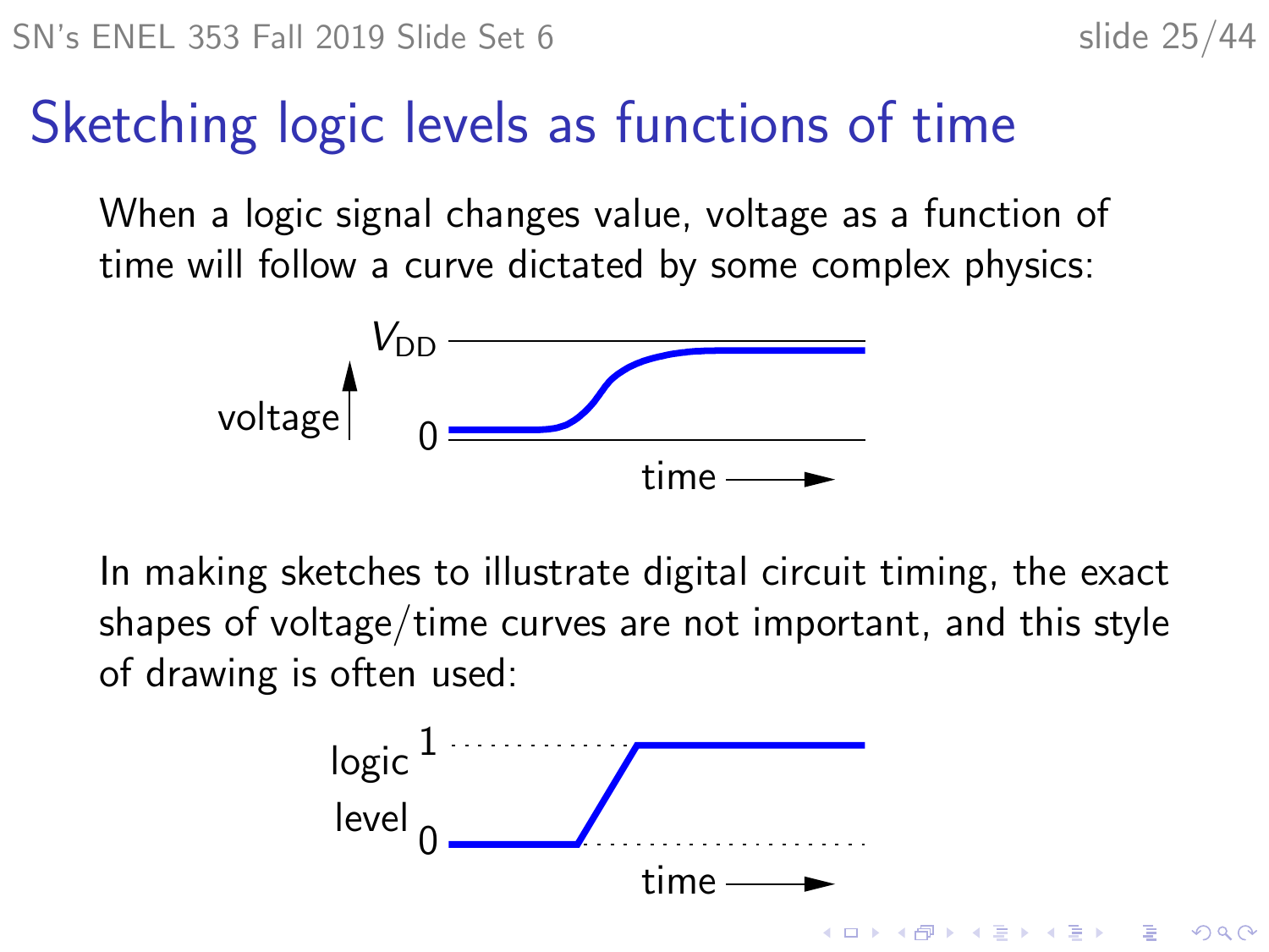# Sketching logic levels as functions of time

When a logic signal changes value, voltage as a function of time will follow a curve dictated by some complex physics:

In making sketches to illustrate digital circuit timing, the exact shapes of voltage/time curves are not important, and this style of drawing is often used: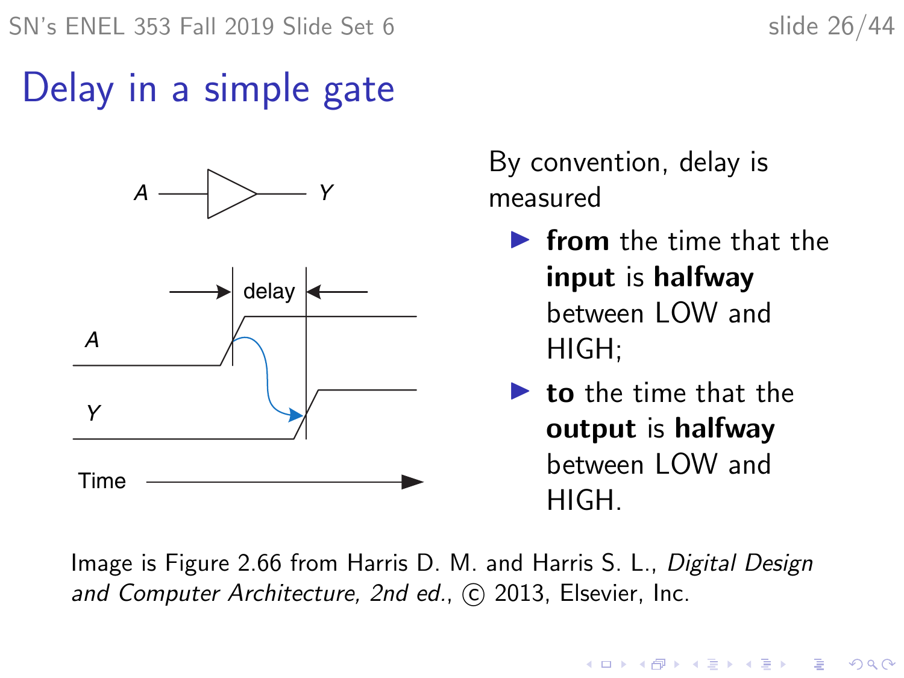# Delay in a simple gate

By convention, delay is measured

- **from** the time that the **input** is **halfway** between LOW and HIGH;
- **to** the time that the **output** is **halfway** between LOW and HIGH.

Image is Figure 2.66 from Harris D. M. and Harris S. L., *Digital Design and Computer Architecture, 2nd ed.*, © 2013, Elsevier, Inc.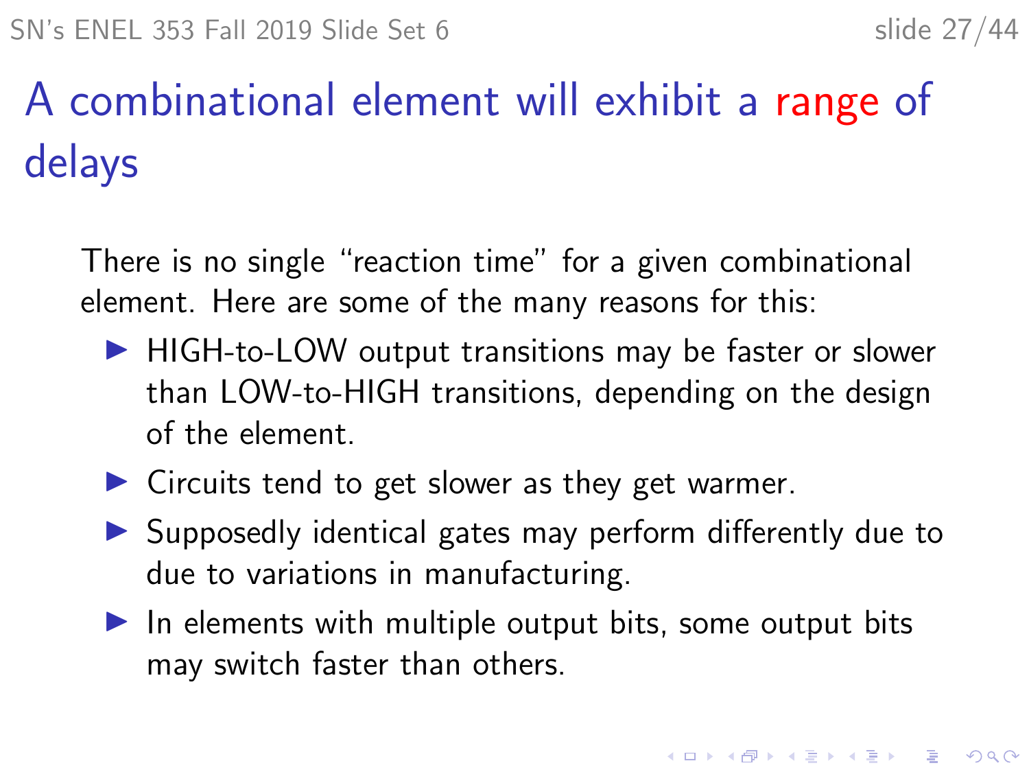# A combinational element will exhibit a range of delays

There is no single "reaction time" for a given combinational element. Here are some of the many reasons for this:

- HIGH-to-LOW output transitions may be faster or slower than LOW-to-HIGH transitions, depending on the design of the element.
- Circuits tend to get slower as they get warmer.
- Supposedly identical gates may perform differently due to due to variations in manufacturing.
- In elements with multiple output bits, some output bits may switch faster than others.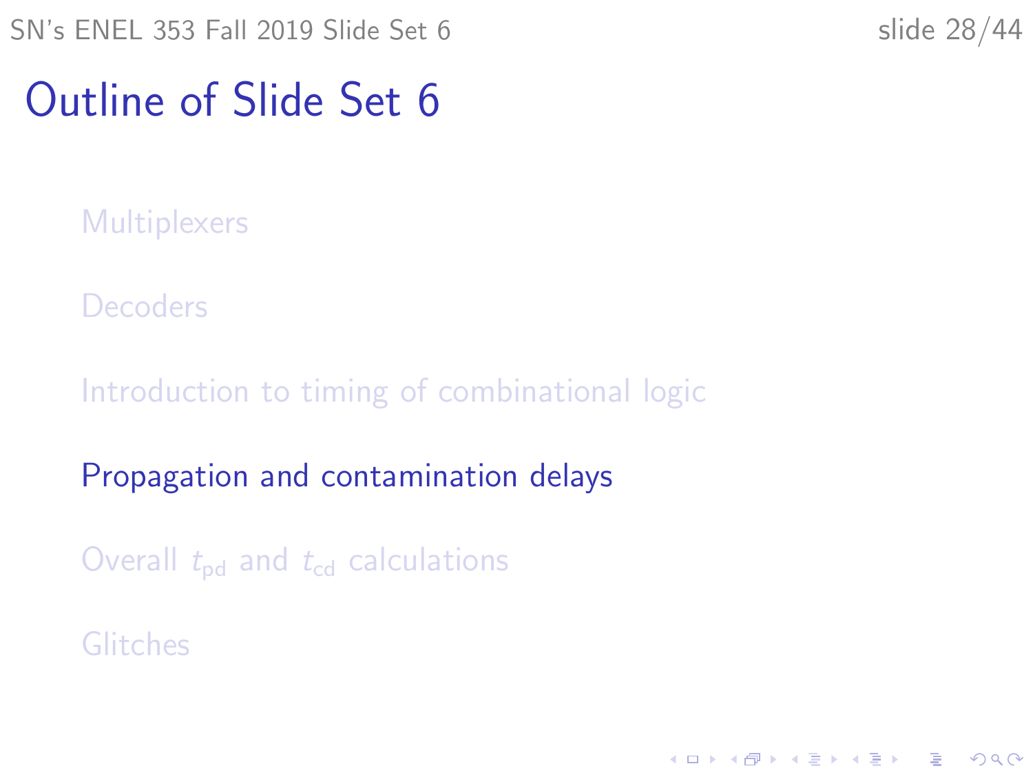# Outline of Slide Set 6

- Multiplexers
- Decoders
- Introduction to timing of combinational logic
- Propagation and contamination delays
- Overall $t_{\text{pd}}$ and $t_{\text{cd}}$ calculations
- Glitches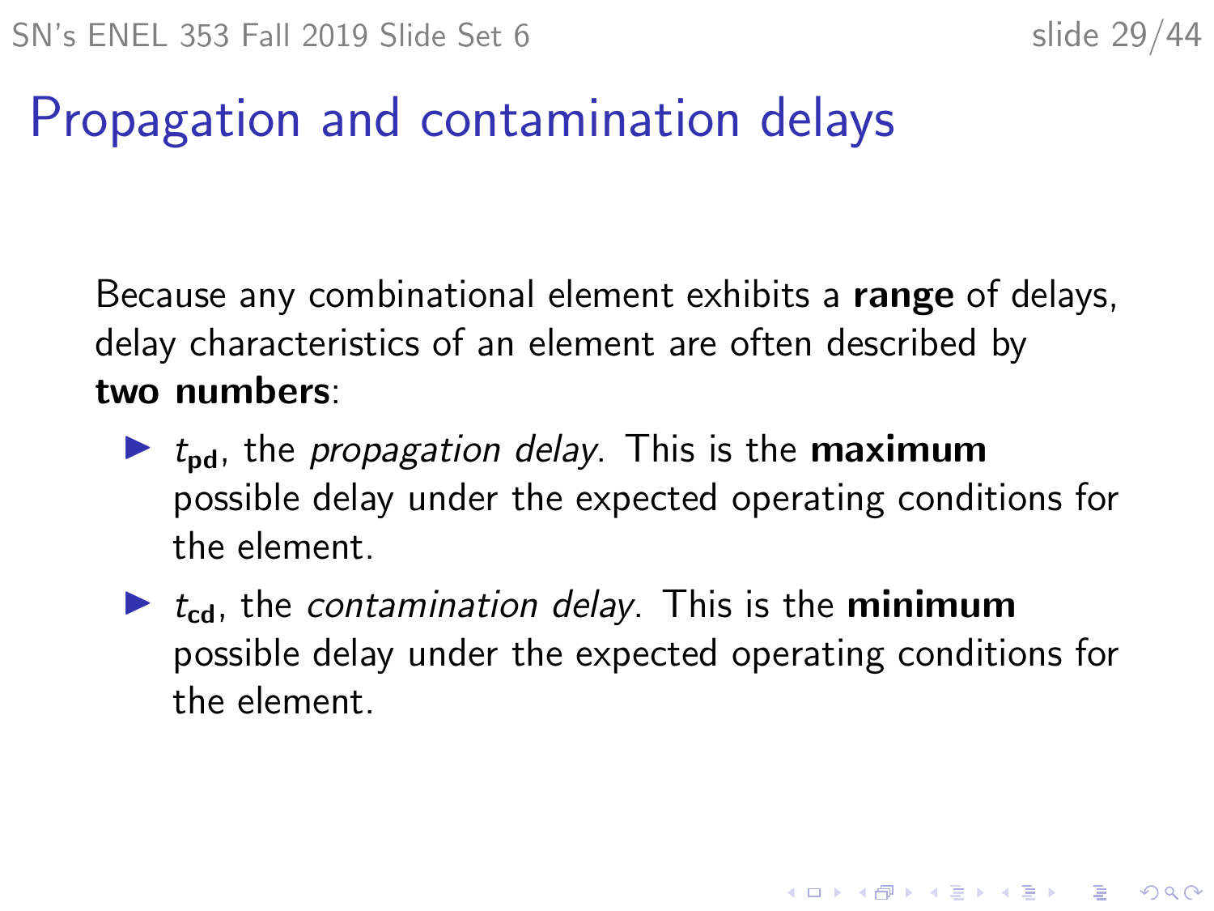# Propagation and contamination delays

Because any combinational element exhibits a **range** of delays, delay characteristics of an element are often described by **two numbers**:

- $t_{\mathbf{pd}}$, the *propagation delay*. This is the **maximum** possible delay under the expected operating conditions for the element.
- $t_{\mathbf{cd}}$, the *contamination delay*. This is the **minimum** possible delay under the expected operating conditions for the element.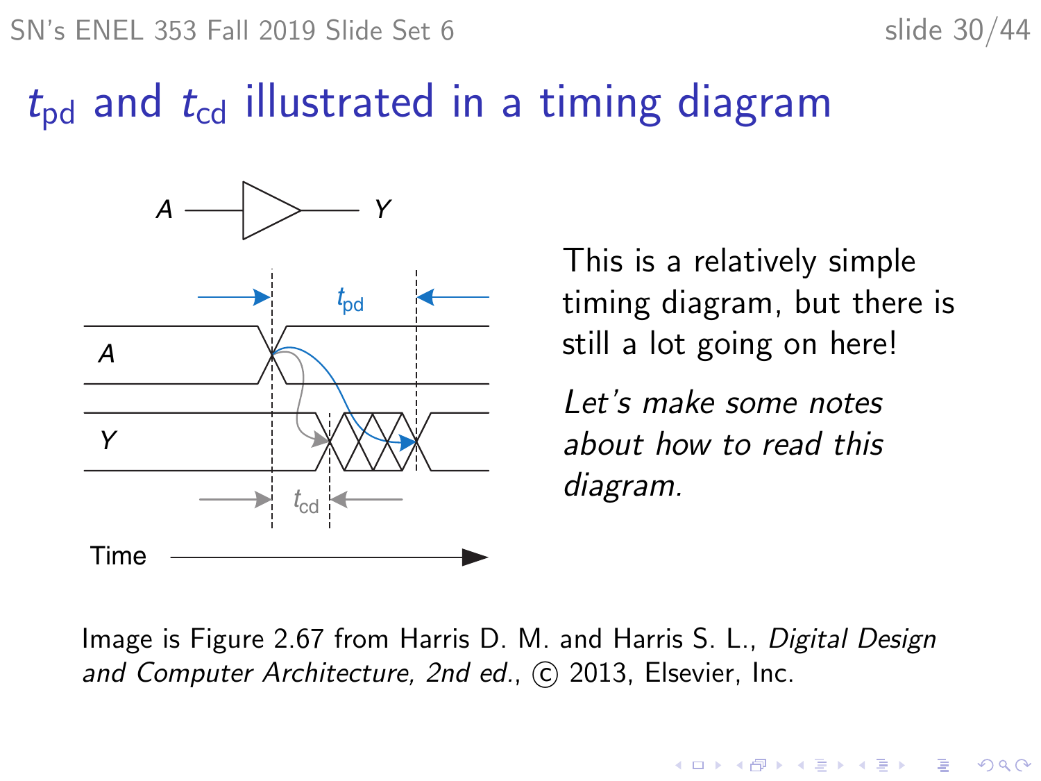# $t_{pd}$ and $t_{cd}$ illustrated in a timing diagram

This is a relatively simple timing diagram, but there is still a lot going on here!

*Let's make some notes about how to read this diagram.*

Image is Figure 2.67 from Harris D. M. and Harris S. L., *Digital Design and Computer Architecture, 2nd ed.*, © 2013, Elsevier, Inc.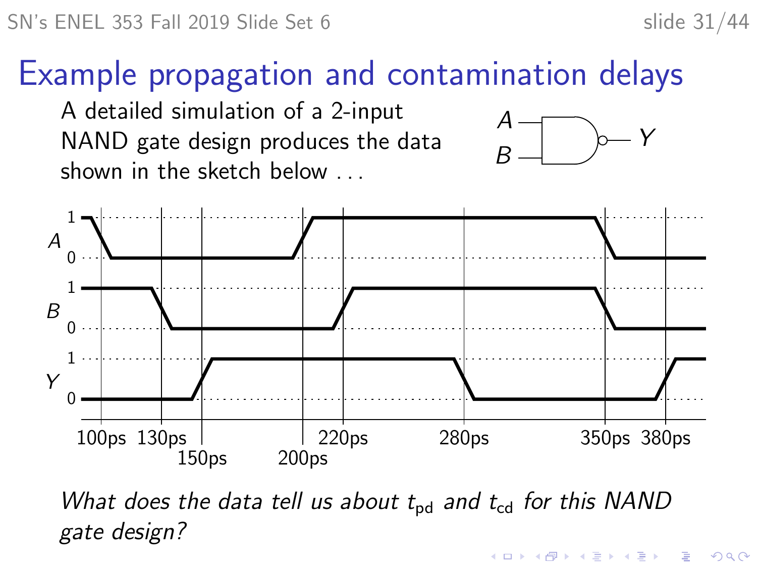# Example propagation and contamination delays

A detailed simulation of a 2-input NAND gate design produces the data shown in the sketch below ...

*What does the data tell us about $t_{pd}$ and $t_{cd}$ for this NAND gate design?*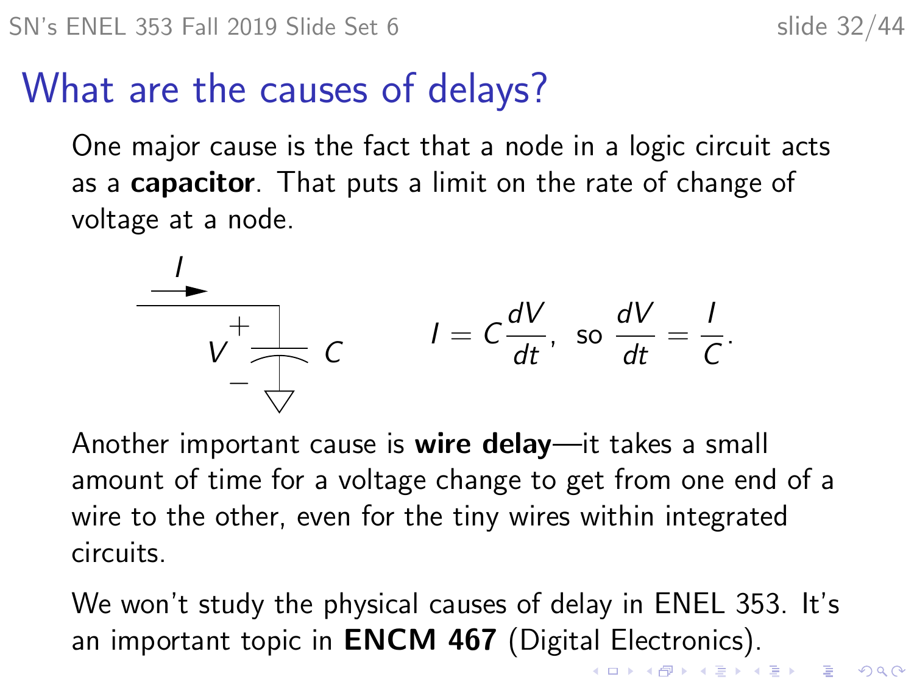# What are the causes of delays?

One major cause is the fact that a node in a logic circuit acts as a **capacitor**. That puts a limit on the rate of change of voltage at a node.

$$I = C\frac{dV}{dt}, \text{ so } \frac{dV}{dt} = \frac{I}{C}.$$

Another important cause is **wire delay**—it takes a small amount of time for a voltage change to get from one end of a wire to the other, even for the tiny wires within integrated circuits.

We won't study the physical causes of delay in ENEL 353. It's an important topic in **ENCM 467** (Digital Electronics).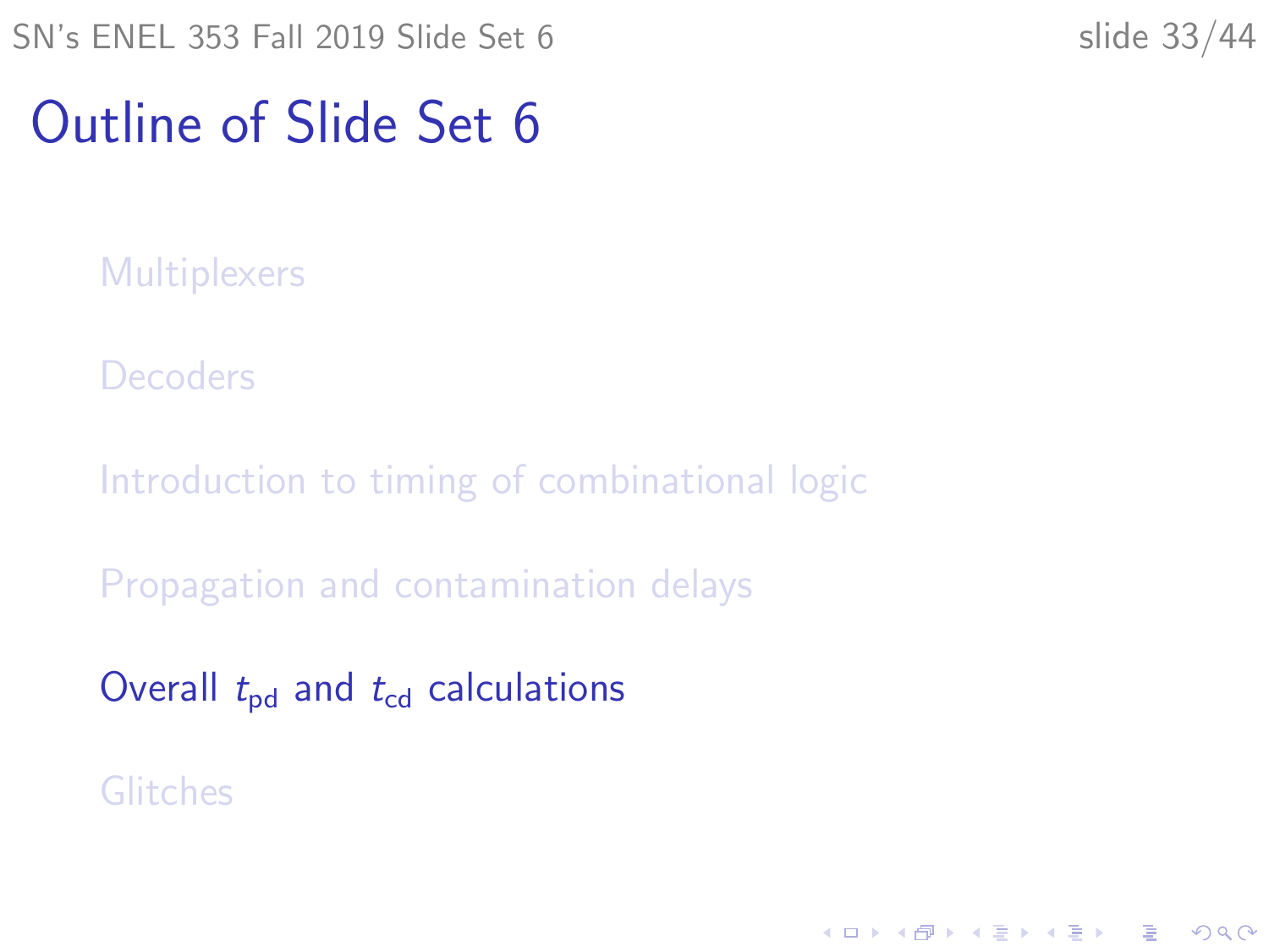# Outline of Slide Set 6

- Multiplexers
- Decoders
- Introduction to timing of combinational logic
- Propagation and contamination delays
- Overall $t_{\text{pd}}$ and $t_{\text{cd}}$ calculations
- Glitches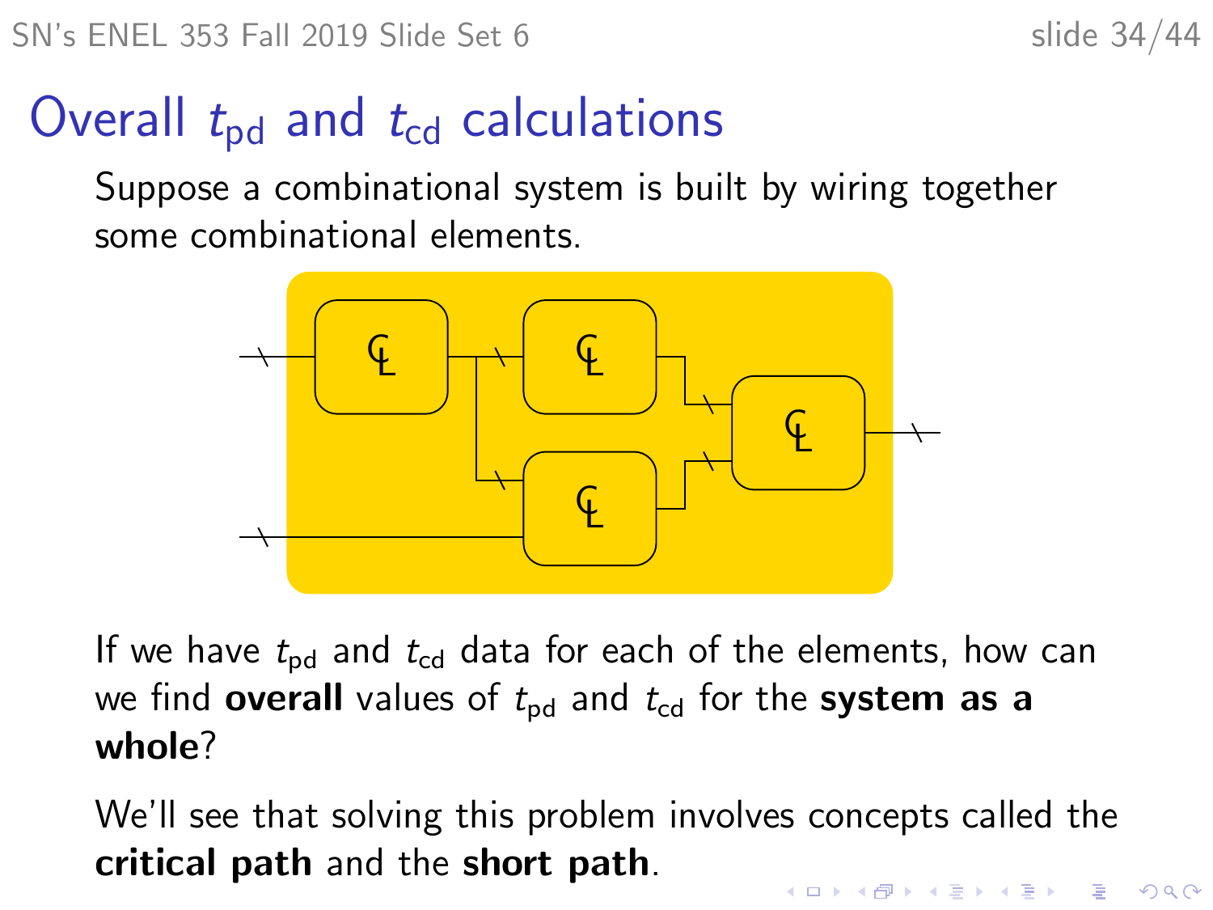# Overall $t_{pd}$ and $t_{cd}$ calculations

Suppose a combinational system is built by wiring together some combinational elements.

If we have $t_{pd}$ and $t_{cd}$ data for each of the elements, how can we find **overall** values of $t_{pd}$ and $t_{cd}$ for the **system as a whole**?

We'll see that solving this problem involves concepts called the **critical path** and the **short path**.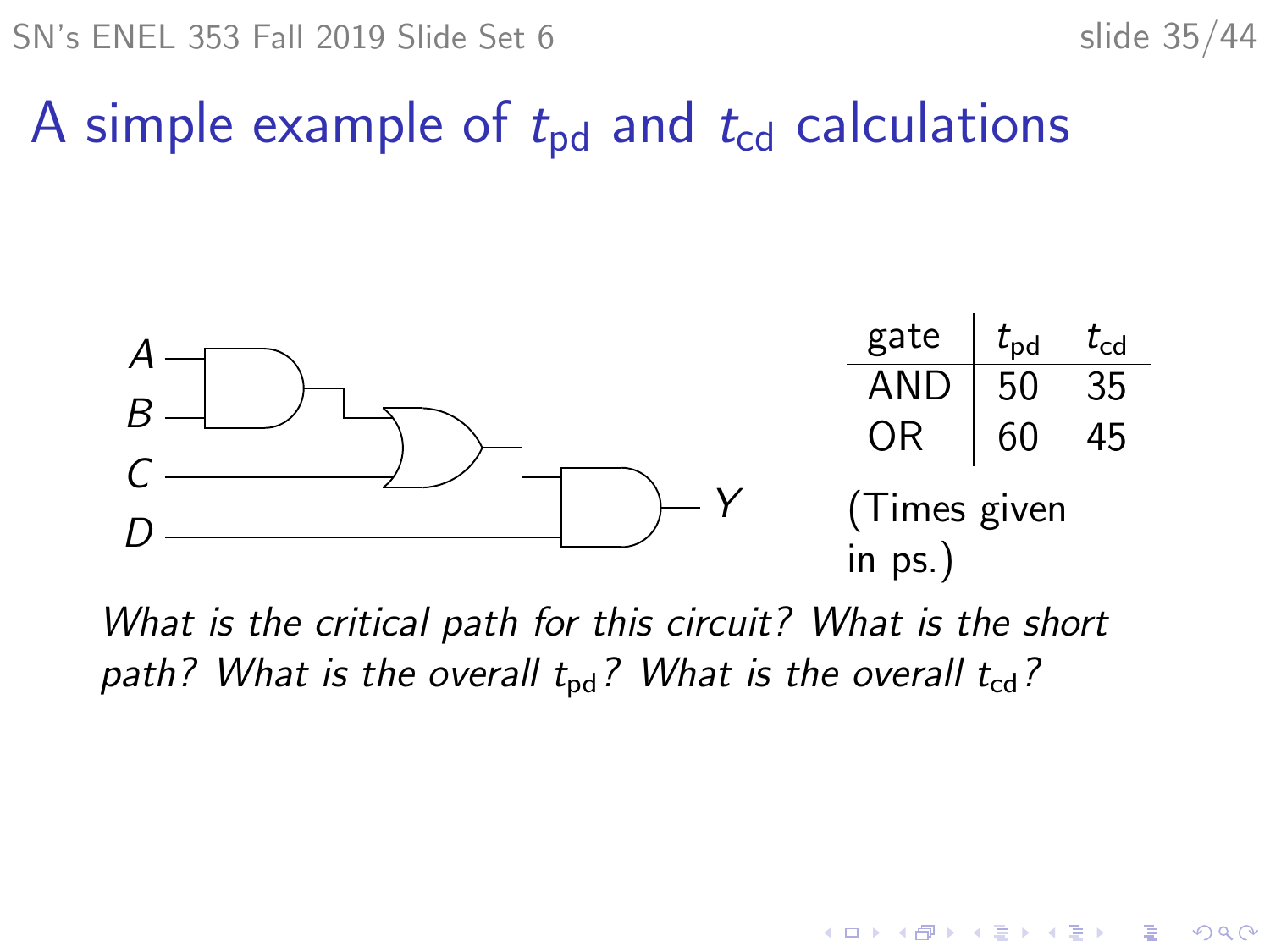# A simple example of $t_{pd}$ and $t_{cd}$ calculations

| gate | $t_{pd}$ | $t_{cd}$ |
|---|---|---|
| AND | 50 | 35 |
| OR | 60 | 45 |

(Times given in ps.)

*What is the critical path for this circuit? What is the short path? What is the overall $t_{pd}$? What is the overall $t_{cd}$?*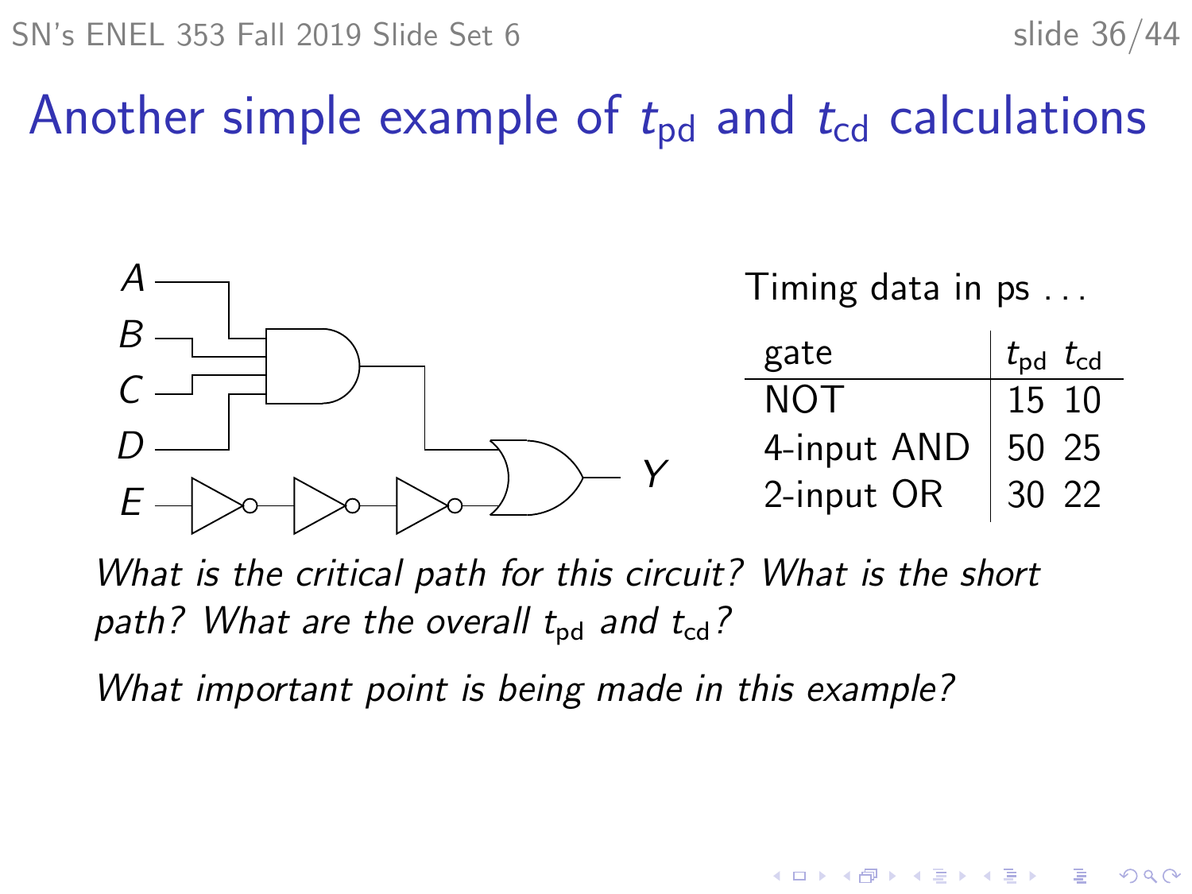# Another simple example of $t_{pd}$ and $t_{cd}$ calculations

Timing data in ps . . .

| gate | $t_{pd}$ | $t_{cd}$ |
|---|---|---|
| NOT | 15 | 10 |
| 4-input AND | 50 | 25 |
| 2-input OR | 30 | 22 |

*What is the critical path for this circuit? What is the short path? What are the overall $t_{pd}$ and $t_{cd}$?*

*What important point is being made in this example?*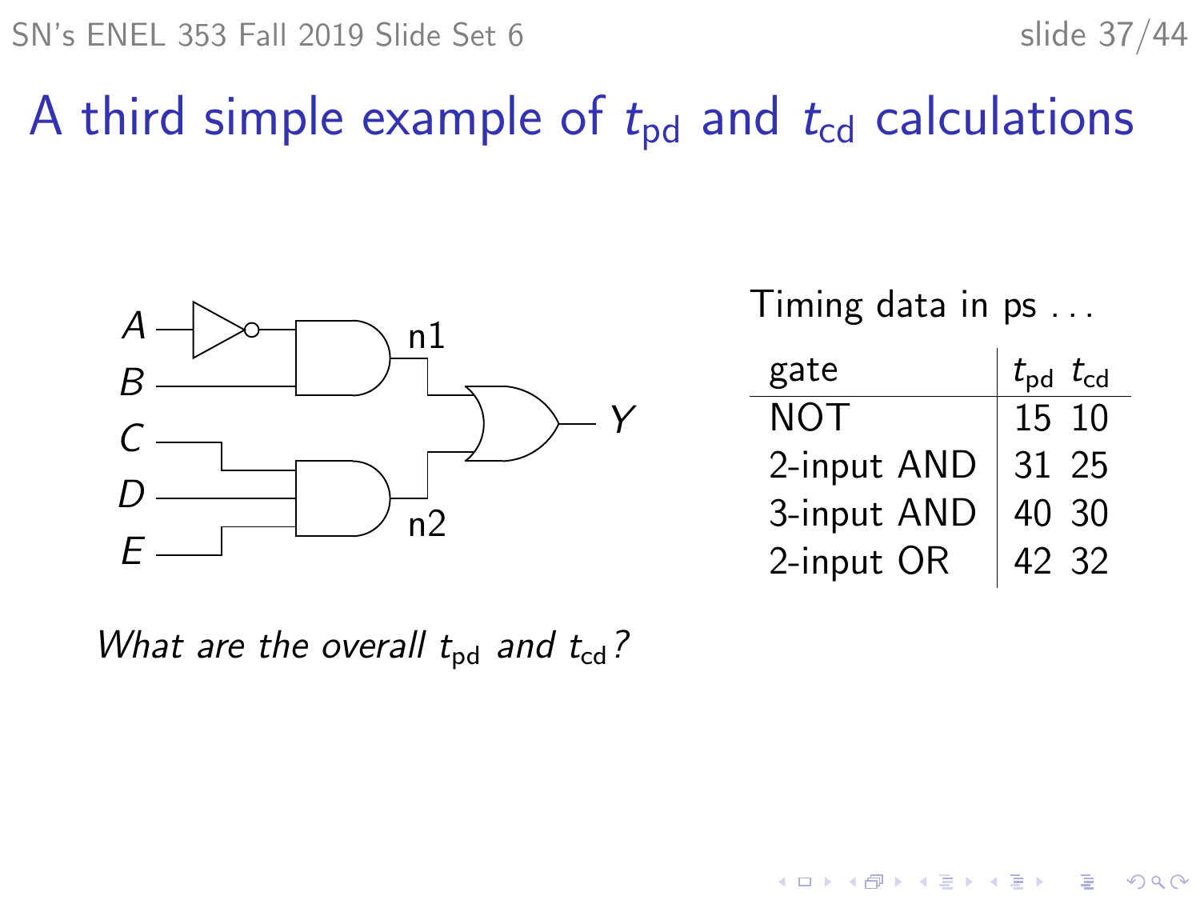# A third simple example of $t_{pd}$ and $t_{cd}$ calculations

Timing data in ps . . .

| gate | $t_{pd}$ | $t_{cd}$ |
|---|---|---|
| NOT | 15 | 10 |
| 2-input AND | 31 | 25 |
| 3-input AND | 40 | 30 |
| 2-input OR | 42 | 32 |

*What are the overall $t_{pd}$ and $t_{cd}$?*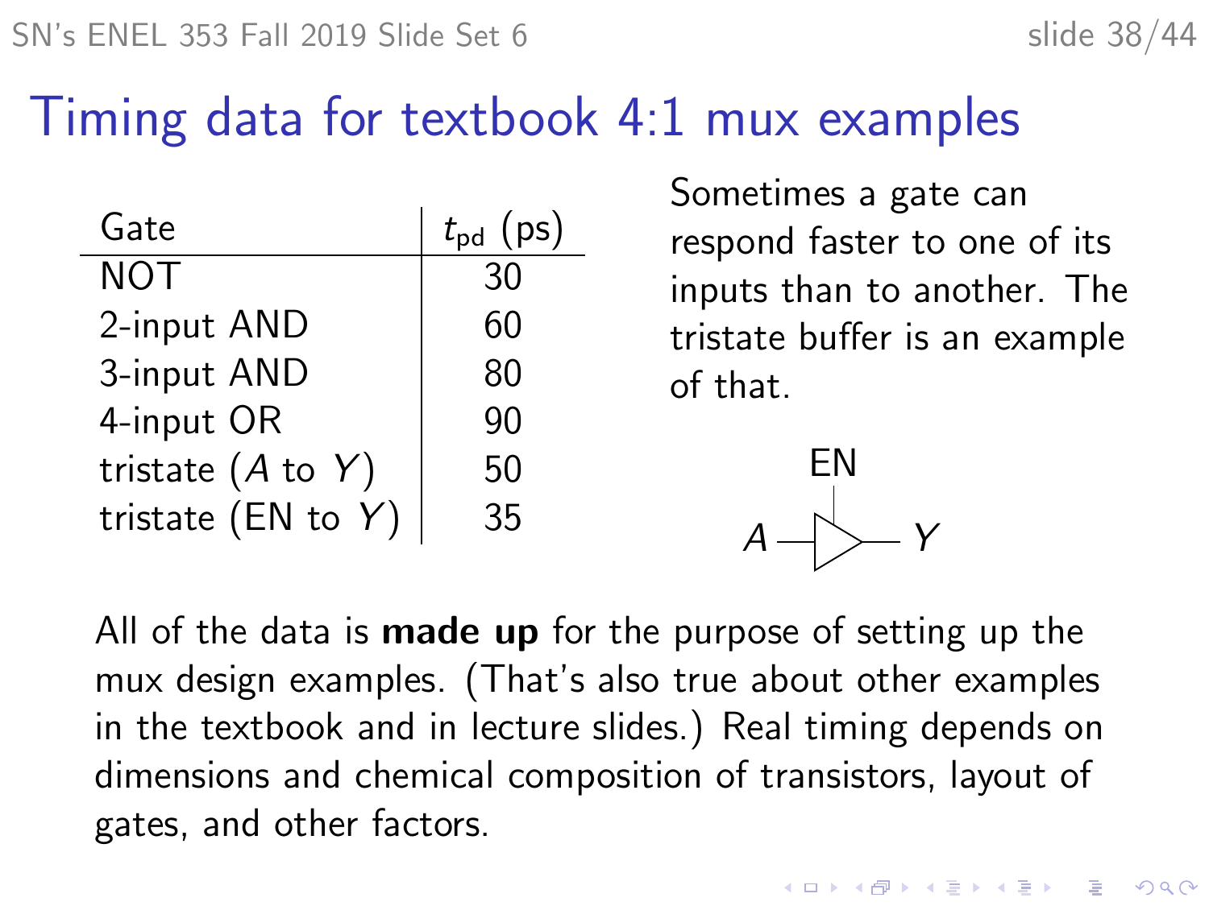# Timing data for textbook 4:1 mux examples

| Gate | $t_{\text{pd}}$ (ps) |
|---|---|
| NOT | 30 |
| 2-input AND | 60 |
| 3-input AND | 80 |
| 4-input OR | 90 |
| tristate ($A$ to $Y$) | 50 |
| tristate (EN to $Y$) | 35 |

Sometimes a gate can respond faster to one of its inputs than to another. The tristate buffer is an example of that.

All of the data is **made up** for the purpose of setting up the mux design examples. (That's also true about other examples in the textbook and in lecture slides.) Real timing depends on dimensions and chemical composition of transistors, layout of gates, and other factors.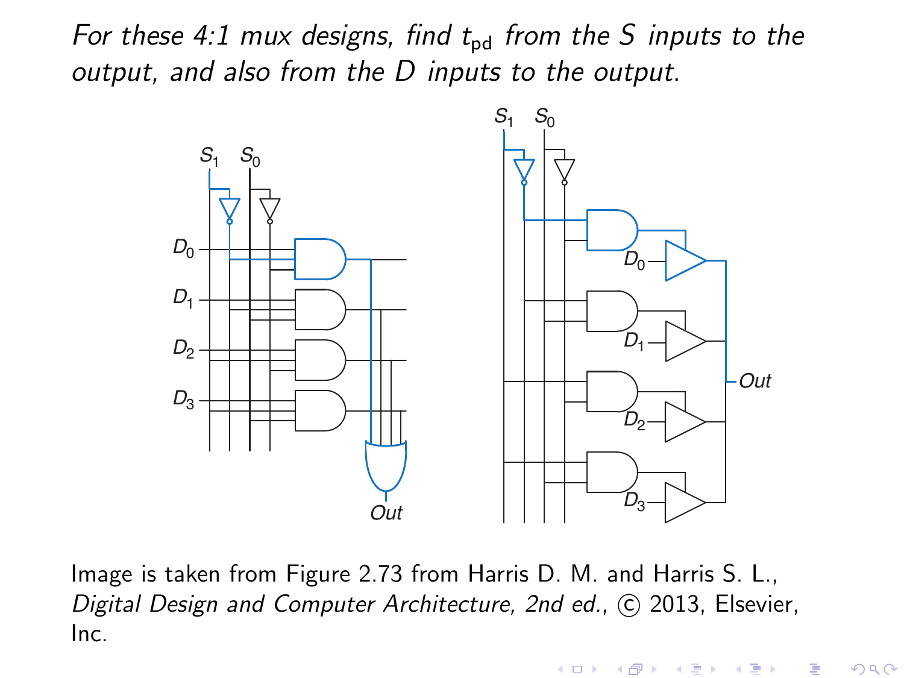*For these 4:1 mux designs, find $t_{pd}$ from the S inputs to the output, and also from the D inputs to the output.*

Image is taken from Figure 2.73 from Harris D. M. and Harris S. L., *Digital Design and Computer Architecture, 2nd ed.*, © 2013, Elsevier, Inc.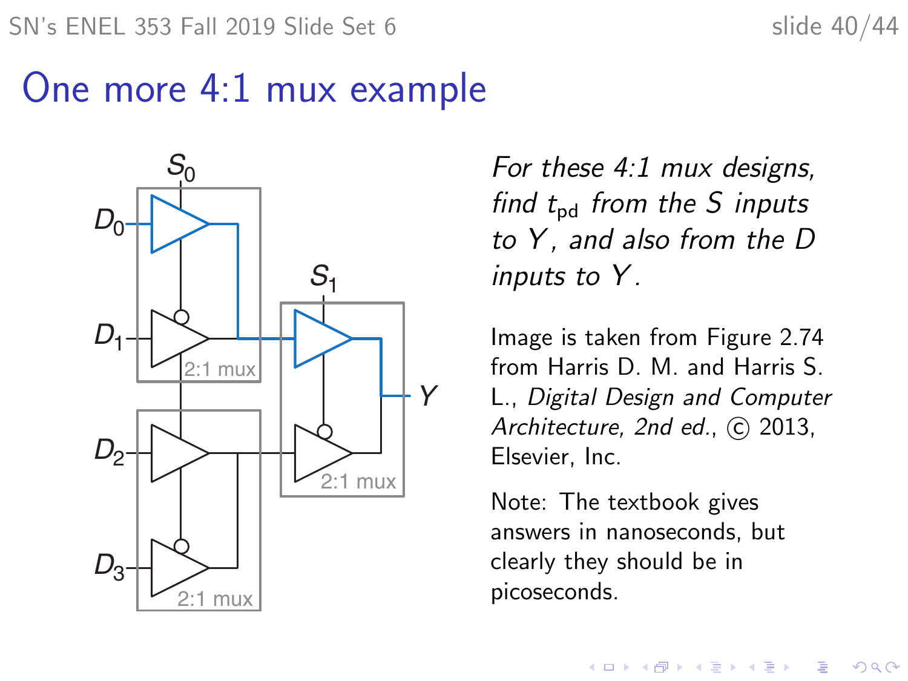# One more 4:1 mux example

*For these 4:1 mux designs, find $t_{pd}$ from the $S$ inputs to $Y$, and also from the $D$ inputs to $Y$.*

Image is taken from Figure 2.74 from Harris D. M. and Harris S. L., *Digital Design and Computer Architecture, 2nd ed.*, © 2013, Elsevier, Inc.

Note: The textbook gives answers in nanoseconds, but clearly they should be in picoseconds.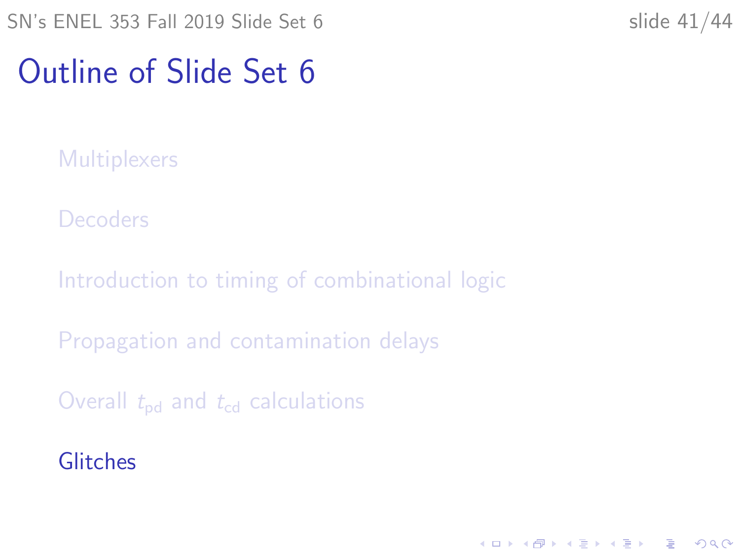# Outline of Slide Set 6

- Multiplexers
- Decoders
- Introduction to timing of combinational logic
- Propagation and contamination delays
- Overall $t_{pd}$ and $t_{cd}$ calculations
- Glitches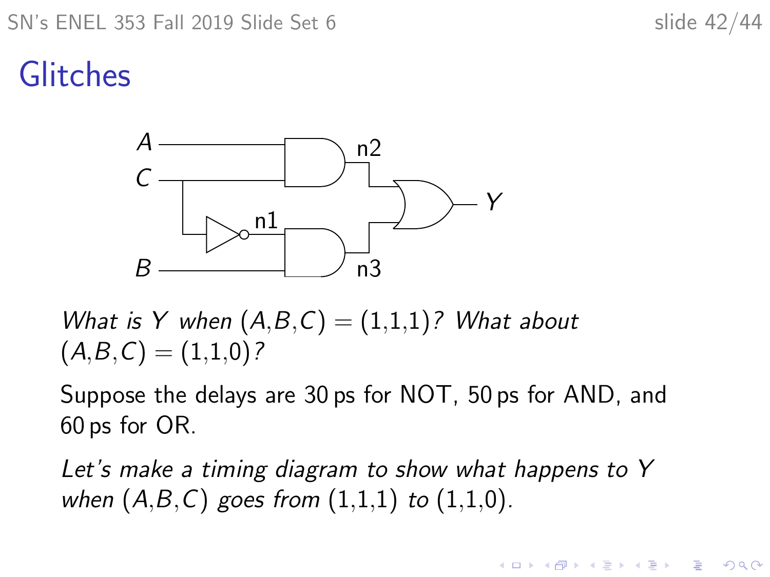# Glitches

*What is Y when (A,B,C) = (1,1,1)? What about (A,B,C) = (1,1,0)?*

Suppose the delays are 30 ps for NOT, 50 ps for AND, and 60 ps for OR.

*Let's make a timing diagram to show what happens to Y when (A,B,C) goes from (1,1,1) to (1,1,0).*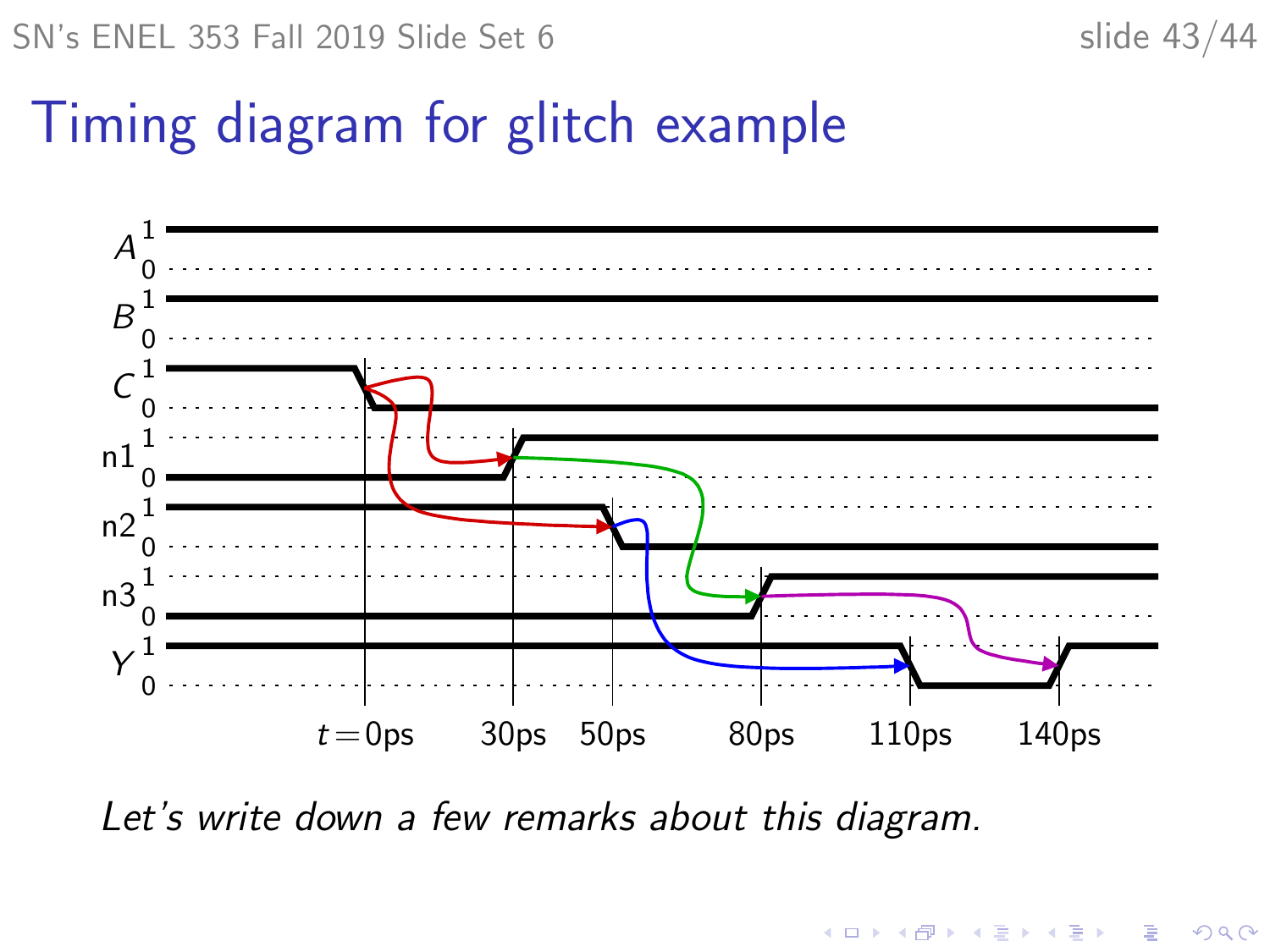# Timing diagram for glitch example

*Let's write down a few remarks about this diagram.*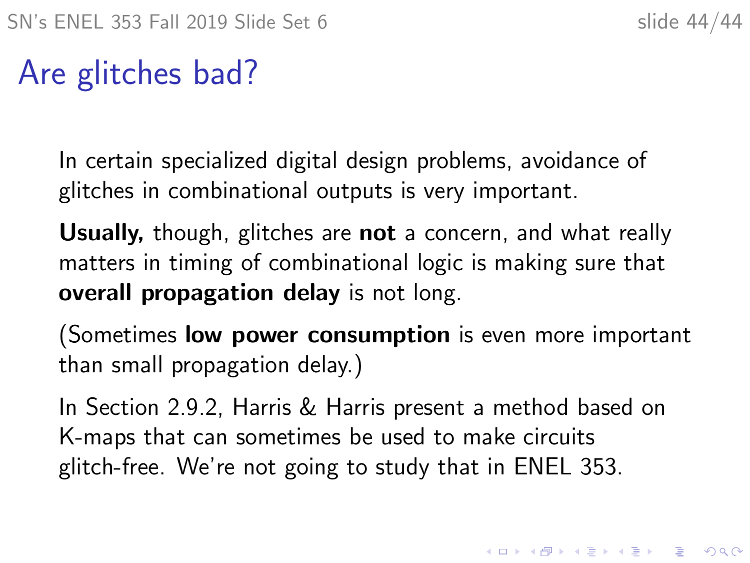# Are glitches bad?

In certain specialized digital design problems, avoidance of glitches in combinational outputs is very important.

**Usually,** though, glitches are **not** a concern, and what really matters in timing of combinational logic is making sure that **overall propagation delay** is not long.

(Sometimes **low power consumption** is even more important than small propagation delay.)

In Section 2.9.2, Harris & Harris present a method based on K-maps that can sometimes be used to make circuits glitch-free. We're not going to study that in ENEL 353.